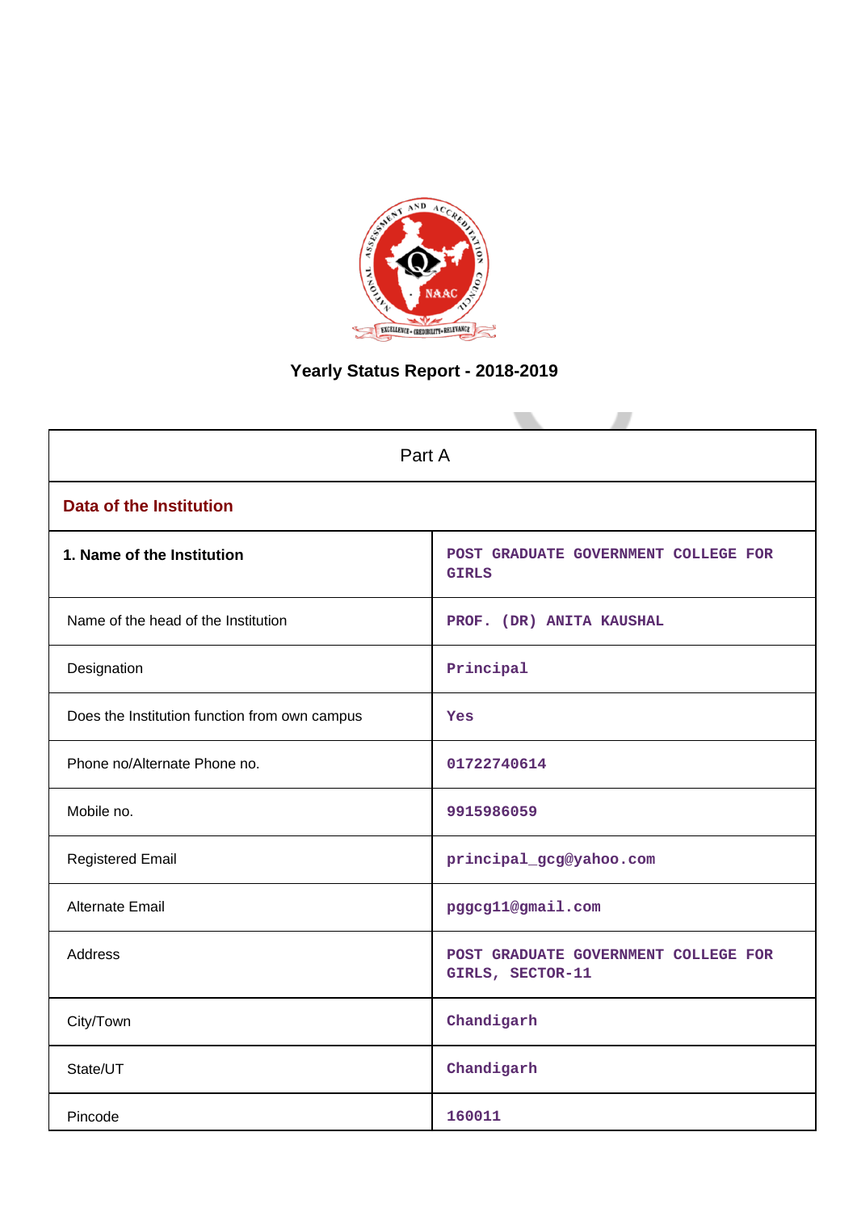# Yearly Status Report - 2018-2019

| Part A | |
|---|---|
| **Data of the Institution** | |
| **1. Name of the Institution** | POST GRADUATE GOVERNMENT COLLEGE FOR GIRLS |
| Name of the head of the Institution | PROF. (DR) ANITA KAUSHAL |
| Designation | Principal |
| Does the Institution function from own campus | Yes |
| Phone no/Alternate Phone no. | 01722740614 |
| Mobile no. | 9915986059 |
| Registered Email | principal_gcg@yahoo.com |
| Alternate Email | pggcg11@gmail.com |
| Address | POST GRADUATE GOVERNMENT COLLEGE FOR GIRLS, SECTOR-11 |
| City/Town | Chandigarh |
| State/UT | Chandigarh |
| Pincode | 160011 |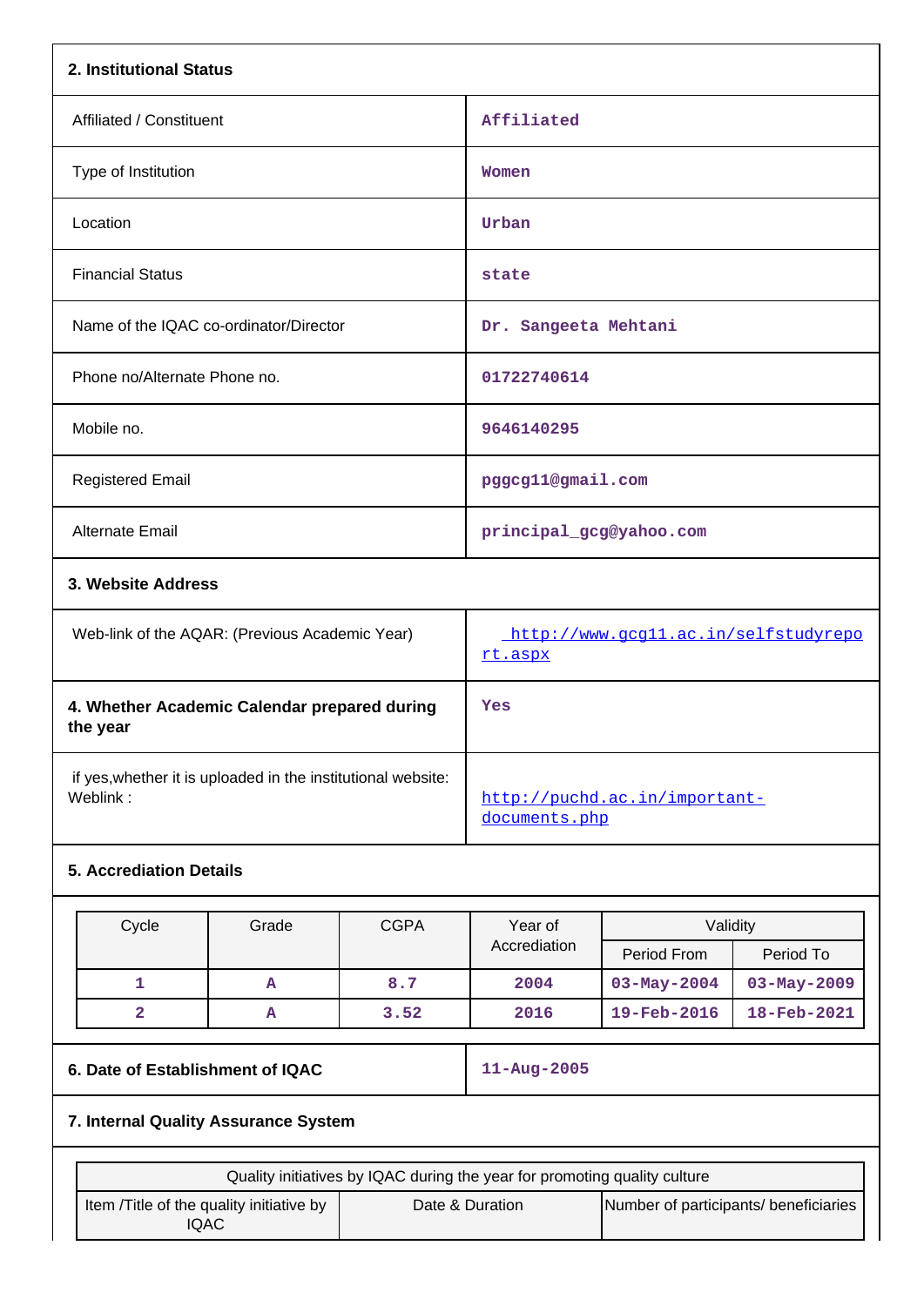## 2. Institutional Status

| | |
|---|---|
| Affiliated / Constituent | Affiliated |
| Type of Institution | Women |
| Location | Urban |
| Financial Status | state |
| Name of the IQAC co-ordinator/Director | Dr. Sangeeta Mehtani |
| Phone no/Alternate Phone no. | 01722740614 |
| Mobile no. | 9646140295 |
| Registered Email | pggcg11@gmail.com |
| Alternate Email | principal_gcg@yahoo.com |

## 3. Website Address

| | |
|---|---|
| Web-link of the AQAR: (Previous Academic Year) | http://www.gcg11.ac.in/selfstudyreport.aspx |
| **4. Whether Academic Calendar prepared during the year** | Yes |
| if yes,whether it is uploaded in the institutional website: Weblink : | http://puchd.ac.in/important-documents.php |

## 5. Accrediation Details

| Cycle | Grade | CGPA | Year of Accrediation | Validity | |
|---|---|---|---|---|---|
| | | | | Period From | Period To |
| 1 | A | 8.7 | 2004 | 03-May-2004 | 03-May-2009 |
| 2 | A | 3.52 | 2016 | 19-Feb-2016 | 18-Feb-2021 |

| | |
|---|---|
| **6. Date of Establishment of IQAC** | 11-Aug-2005 |

## 7. Internal Quality Assurance System

| Quality initiatives by IQAC during the year for promoting quality culture | | |
|---|---|---|
| Item /Title of the quality initiative by IQAC | Date & Duration | Number of participants/ beneficiaries |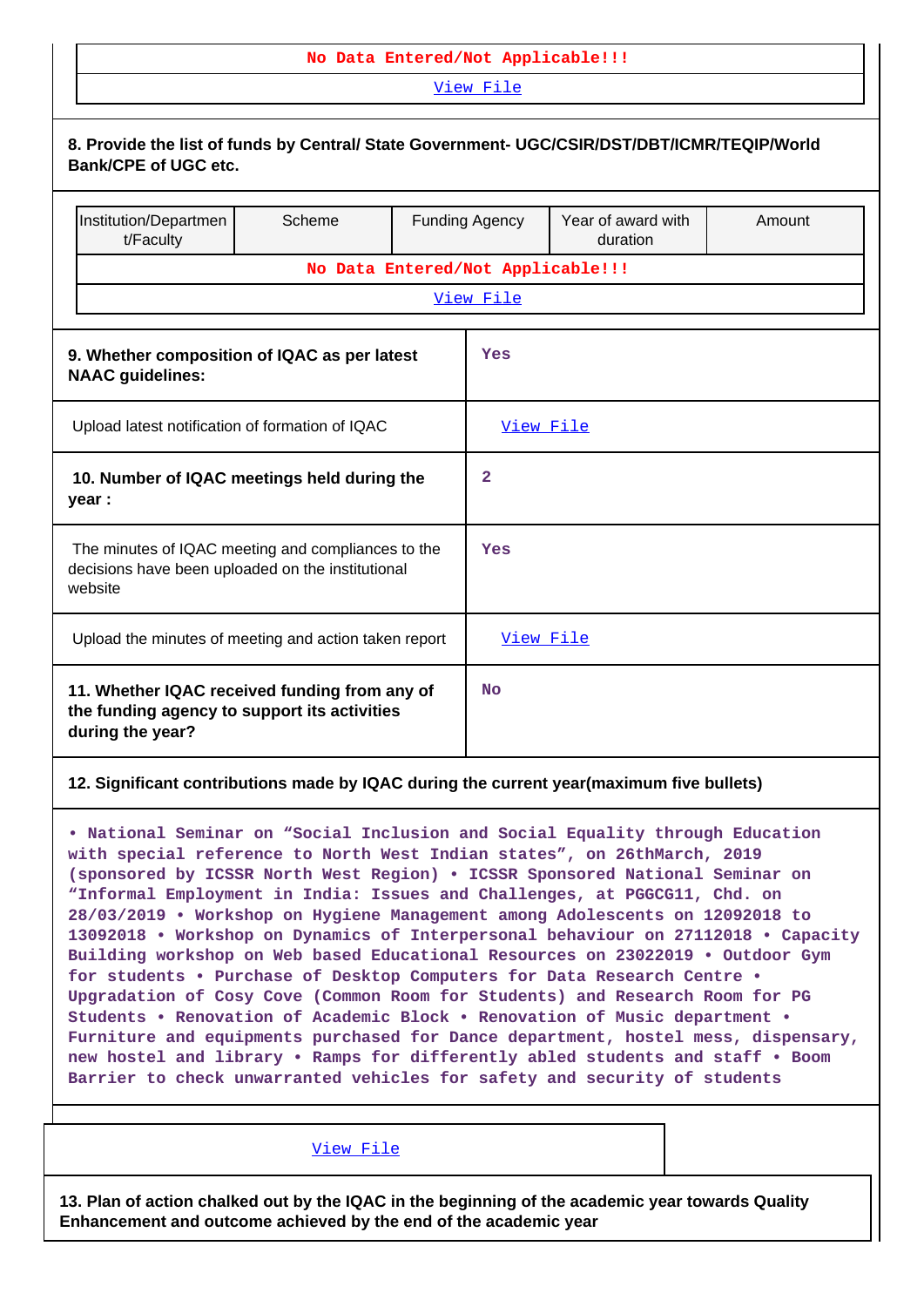| No Data Entered/Not Applicable!!! |
|---|
| View File |

**8. Provide the list of funds by Central/ State Government- UGC/CSIR/DST/DBT/ICMR/TEQIP/World Bank/CPE of UGC etc.**

| Institution/Department/Faculty | Scheme | Funding Agency | Year of award with duration | Amount |
|---|---|---|---|---|
| No Data Entered/Not Applicable!!! | | | | |
| View File | | | | |

| | |
|---|---|
| **9. Whether composition of IQAC as per latest NAAC guidelines:** | Yes |
| Upload latest notification of formation of IQAC | View File |
| **10. Number of IQAC meetings held during the year :** | 2 |
| The minutes of IQAC meeting and compliances to the decisions have been uploaded on the institutional website | Yes |
| Upload the minutes of meeting and action taken report | View File |
| **11. Whether IQAC received funding from any of the funding agency to support its activities during the year?** | No |

**12. Significant contributions made by IQAC during the current year(maximum five bullets)**

• National Seminar on “Social Inclusion and Social Equality through Education with special reference to North West Indian states”, on 26thMarch, 2019 (sponsored by ICSSR North West Region) • ICSSR Sponsored National Seminar on “Informal Employment in India: Issues and Challenges, at PGGCG11, Chd. on 28/03/2019 • Workshop on Hygiene Management among Adolescents on 12092018 to 13092018 • Workshop on Dynamics of Interpersonal behaviour on 27112018 • Capacity Building workshop on Web based Educational Resources on 23022019 • Outdoor Gym for students • Purchase of Desktop Computers for Data Research Centre • Upgradation of Cosy Cove (Common Room for Students) and Research Room for PG Students • Renovation of Academic Block • Renovation of Music department • Furniture and equipments purchased for Dance department, hostel mess, dispensary, new hostel and library • Ramps for differently abled students and staff • Boom Barrier to check unwarranted vehicles for safety and security of students

View File

**13. Plan of action chalked out by the IQAC in the beginning of the academic year towards Quality Enhancement and outcome achieved by the end of the academic year**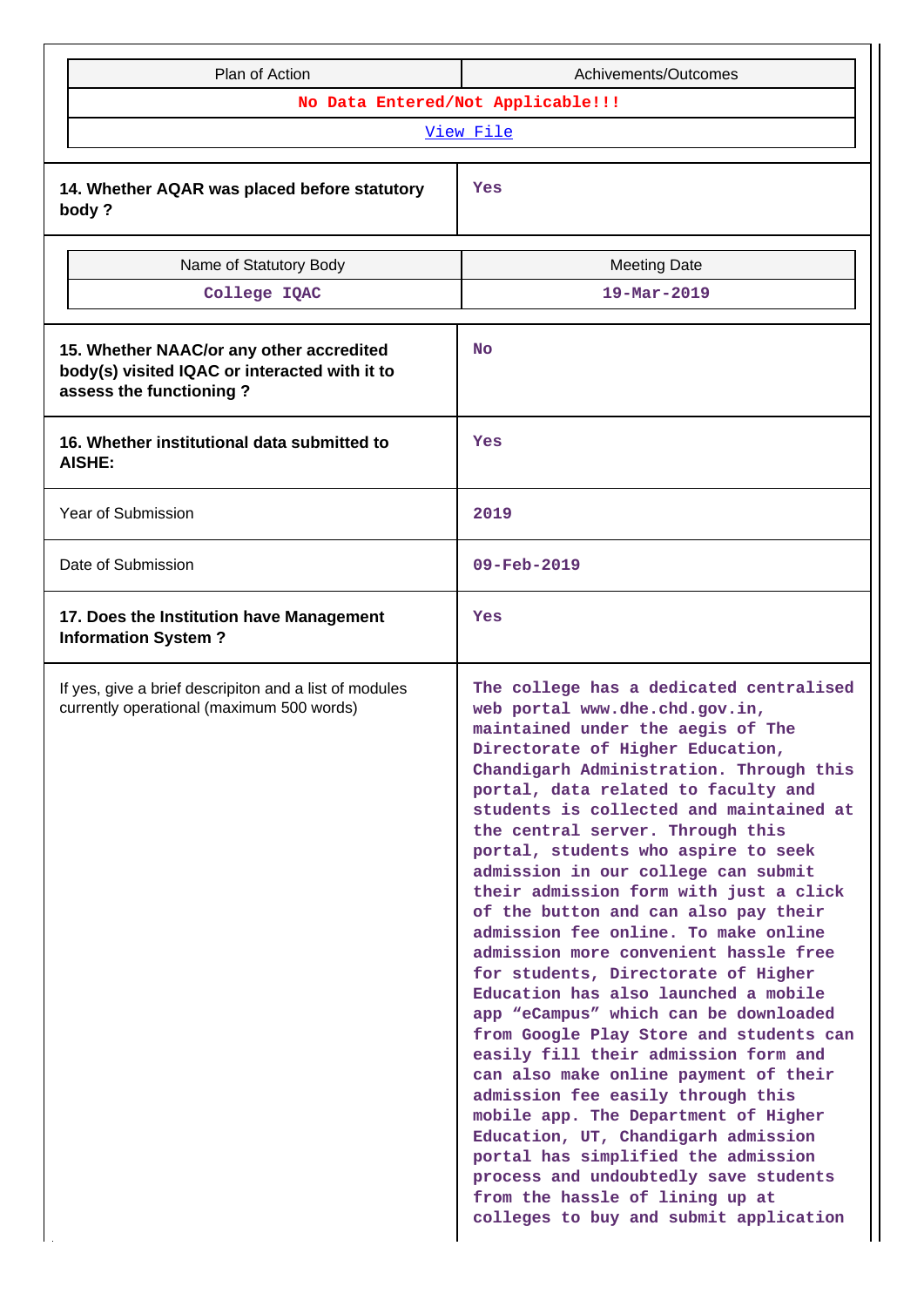| Plan of Action | Achivements/Outcomes |
|---|---|
| No Data Entered/Not Applicable!!! | |
| View File | |

| 14. Whether AQAR was placed before statutory body ? | Yes |
|---|---|

| Name of Statutory Body | Meeting Date |
|---|---|
| College IQAC | 19-Mar-2019 |

| 15. Whether NAAC/or any other accredited body(s) visited IQAC or interacted with it to assess the functioning ? | No |
|---|---|
| 16. Whether institutional data submitted to AISHE: | Yes |
| Year of Submission | 2019 |
| Date of Submission | 09-Feb-2019 |
| 17. Does the Institution have Management Information System ? | Yes |
| If yes, give a brief descripiton and a list of modules currently operational (maximum 500 words) | The college has a dedicated centralised web portal www.dhe.chd.gov.in, maintained under the aegis of The Directorate of Higher Education, Chandigarh Administration. Through this portal, data related to faculty and students is collected and maintained at the central server. Through this portal, students who aspire to seek admission in our college can submit their admission form with just a click of the button and can also pay their admission fee online. To make online admission more convenient hassle free for students, Directorate of Higher Education has also launched a mobile app “eCampus” which can be downloaded from Google Play Store and students can easily fill their admission form and can also make online payment of their admission fee easily through this mobile app. The Department of Higher Education, UT, Chandigarh admission portal has simplified the admission process and undoubtedly save students from the hassle of lining up at colleges to buy and submit application |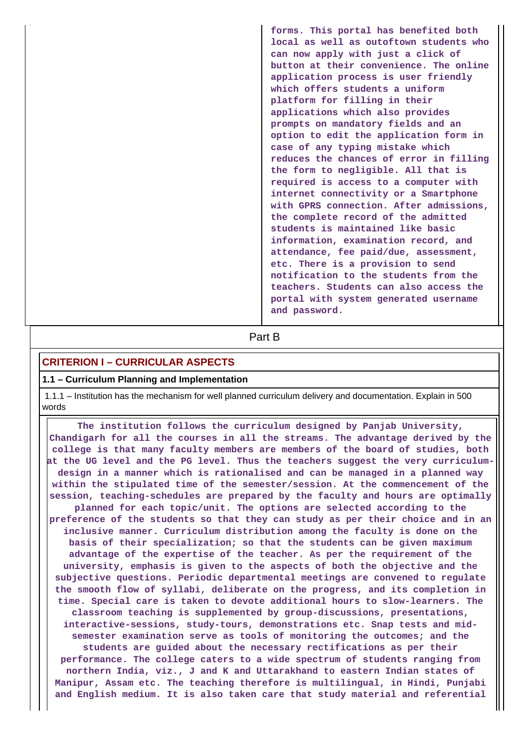| | forms. This portal has benefited both local as well as outoftown students who can now apply with just a click of button at their convenience. The online application process is user friendly which offers students a uniform platform for filling in their applications which also provides prompts on mandatory fields and an option to edit the application form in case of any typing mistake which reduces the chances of error in filling the form to negligible. All that is required is access to a computer with internet connectivity or a Smartphone with GPRS connection. After admissions, the complete record of the admitted students is maintained like basic information, examination record, and attendance, fee paid/due, assessment, etc. There is a provision to send notification to the students from the teachers. Students can also access the portal with system generated username and password. |
|---|---|

## Part B

### CRITERION I – CURRICULAR ASPECTS

**1.1 – Curriculum Planning and Implementation**

1.1.1 – Institution has the mechanism for well planned curriculum delivery and documentation. Explain in 500 words

**The institution follows the curriculum designed by Panjab University, Chandigarh for all the courses in all the streams. The advantage derived by the college is that many faculty members are members of the board of studies, both at the UG level and the PG level. Thus the teachers suggest the very curriculum-design in a manner which is rationalised and can be managed in a planned way within the stipulated time of the semester/session. At the commencement of the session, teaching-schedules are prepared by the faculty and hours are optimally planned for each topic/unit. The options are selected according to the preference of the students so that they can study as per their choice and in an inclusive manner. Curriculum distribution among the faculty is done on the basis of their specialization; so that the students can be given maximum advantage of the expertise of the teacher. As per the requirement of the university, emphasis is given to the aspects of both the objective and the subjective questions. Periodic departmental meetings are convened to regulate the smooth flow of syllabi, deliberate on the progress, and its completion in time. Special care is taken to devote additional hours to slow-learners. The classroom teaching is supplemented by group-discussions, presentations, interactive-sessions, study-tours, demonstrations etc. Snap tests and mid-semester examination serve as tools of monitoring the outcomes; and the students are guided about the necessary rectifications as per their performance. The college caters to a wide spectrum of students ranging from northern India, viz., J and K and Uttarakhand to eastern Indian states of Manipur, Assam etc. The teaching therefore is multilingual, in Hindi, Punjabi and English medium. It is also taken care that study material and referential**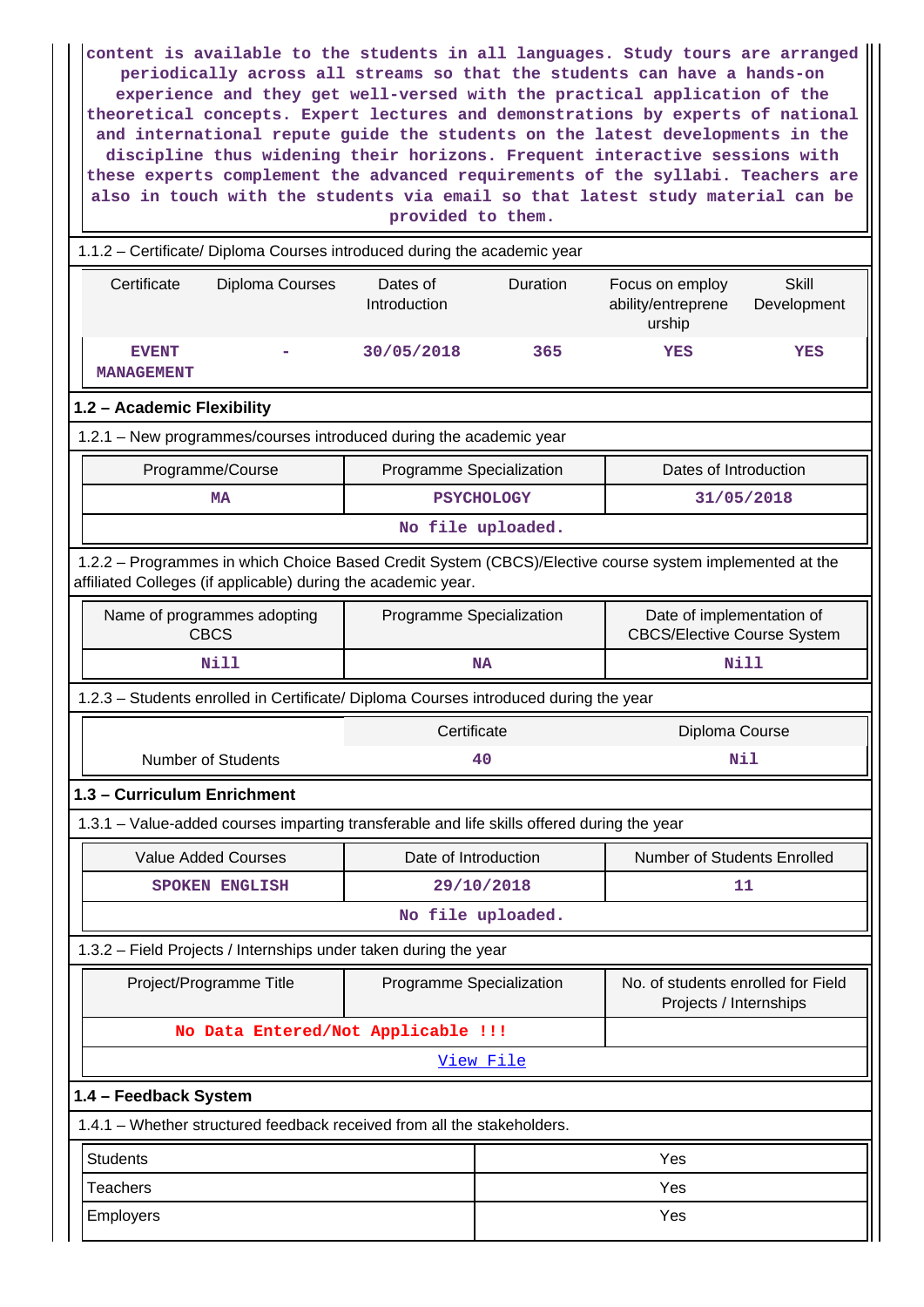content is available to the students in all languages. Study tours are arranged periodically across all streams so that the students can have a hands-on experience and they get well-versed with the practical application of the theoretical concepts. Expert lectures and demonstrations by experts of national and international repute guide the students on the latest developments in the discipline thus widening their horizons. Frequent interactive sessions with these experts complement the advanced requirements of the syllabi. Teachers are also in touch with the students via email so that latest study material can be provided to them.

1.1.2 – Certificate/ Diploma Courses introduced during the academic year

| Certificate | Diploma Courses | Dates of Introduction | Duration | Focus on employ ability/entreprene urship | Skill Development |
|---|---|---|---|---|---|
| EVENT MANAGEMENT | - | 30/05/2018 | 365 | YES | YES |

### 1.2 – Academic Flexibility

1.2.1 – New programmes/courses introduced during the academic year

| Programme/Course | Programme Specialization | Dates of Introduction |
|---|---|---|
| MA | PSYCHOLOGY | 31/05/2018 |
| No file uploaded. | | |

1.2.2 – Programmes in which Choice Based Credit System (CBCS)/Elective course system implemented at the affiliated Colleges (if applicable) during the academic year.

| Name of programmes adopting CBCS | Programme Specialization | Date of implementation of CBCS/Elective Course System |
|---|---|---|
| Nill | NA | Nill |

1.2.3 – Students enrolled in Certificate/ Diploma Courses introduced during the year

| | Certificate | Diploma Course |
|---|---|---|
| Number of Students | 40 | Nil |

### 1.3 – Curriculum Enrichment

1.3.1 – Value-added courses imparting transferable and life skills offered during the year

| Value Added Courses | Date of Introduction | Number of Students Enrolled |
|---|---|---|
| SPOKEN ENGLISH | 29/10/2018 | 11 |
| No file uploaded. | | |

1.3.2 – Field Projects / Internships under taken during the year

| Project/Programme Title | Programme Specialization | No. of students enrolled for Field Projects / Internships |
|---|---|---|
| No Data Entered/Not Applicable !!! | | |
| View File | | |

### 1.4 – Feedback System

1.4.1 – Whether structured feedback received from all the stakeholders.

| | |
|---|---|
| Students | Yes |
| Teachers | Yes |
| Employers | Yes |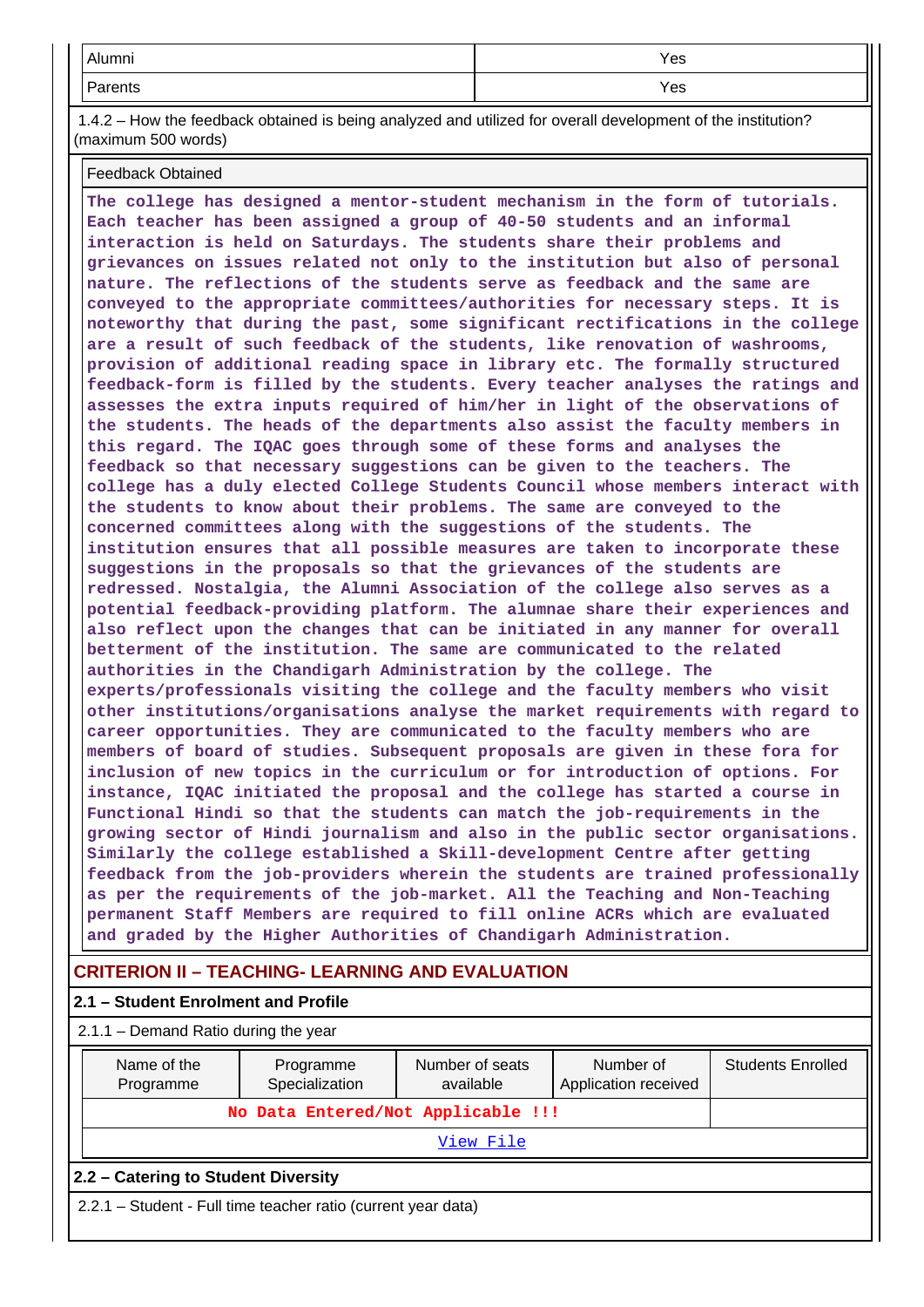| Alumni | Yes |
|---|---|
| Parents | Yes |

1.4.2 – How the feedback obtained is being analyzed and utilized for overall development of the institution? (maximum 500 words)

| Feedback Obtained |
|---|
| The college has designed a mentor-student mechanism in the form of tutorials. Each teacher has been assigned a group of 40-50 students and an informal interaction is held on Saturdays. The students share their problems and grievances on issues related not only to the institution but also of personal nature. The reflections of the students serve as feedback and the same are conveyed to the appropriate committees/authorities for necessary steps. It is noteworthy that during the past, some significant rectifications in the college are a result of such feedback of the students, like renovation of washrooms, provision of additional reading space in library etc. The formally structured feedback-form is filled by the students. Every teacher analyses the ratings and assesses the extra inputs required of him/her in light of the observations of the students. The heads of the departments also assist the faculty members in this regard. The IQAC goes through some of these forms and analyses the feedback so that necessary suggestions can be given to the teachers. The college has a duly elected College Students Council whose members interact with the students to know about their problems. The same are conveyed to the concerned committees along with the suggestions of the students. The institution ensures that all possible measures are taken to incorporate these suggestions in the proposals so that the grievances of the students are redressed. Nostalgia, the Alumni Association of the college also serves as a potential feedback-providing platform. The alumnae share their experiences and also reflect upon the changes that can be initiated in any manner for overall betterment of the institution. The same are communicated to the related authorities in the Chandigarh Administration by the college. The experts/professionals visiting the college and the faculty members who visit other institutions/organisations analyse the market requirements with regard to career opportunities. They are communicated to the faculty members who are members of board of studies. Subsequent proposals are given in these fora for inclusion of new topics in the curriculum or for introduction of options. For instance, IQAC initiated the proposal and the college has started a course in Functional Hindi so that the students can match the job-requirements in the growing sector of Hindi journalism and also in the public sector organisations. Similarly the college established a Skill-development Centre after getting feedback from the job-providers wherein the students are trained professionally as per the requirements of the job-market. All the Teaching and Non-Teaching permanent Staff Members are required to fill online ACRs which are evaluated and graded by the Higher Authorities of Chandigarh Administration. |

## CRITERION II – TEACHING- LEARNING AND EVALUATION

### 2.1 – Student Enrolment and Profile

2.1.1 – Demand Ratio during the year

| Name of the Programme | Programme Specialization | Number of seats available | Number of Application received | Students Enrolled |
|---|---|---|---|---|
| No Data Entered/Not Applicable !!! | | | | |
| View File | | | | |

### 2.2 – Catering to Student Diversity

2.2.1 – Student - Full time teacher ratio (current year data)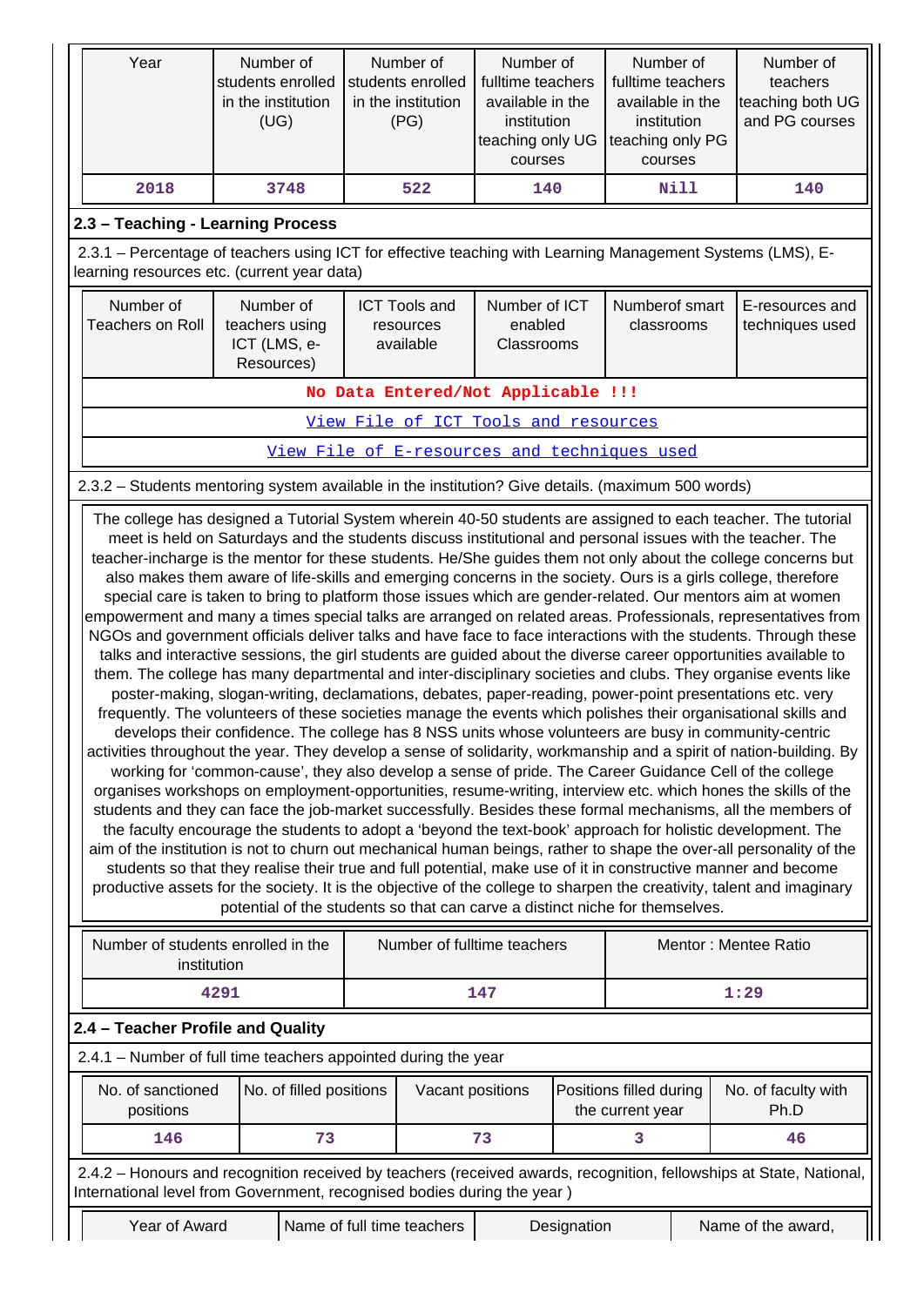| Year | Number of students enrolled in the institution (UG) | Number of students enrolled in the institution (PG) | Number of fulltime teachers available in the institution teaching only UG courses | Number of fulltime teachers available in the institution teaching only PG courses | Number of teachers teaching both UG and PG courses |
|---|---|---|---|---|---|
| 2018 | 3748 | 522 | 140 | Nill | 140 |

## 2.3 – Teaching - Learning Process

2.3.1 – Percentage of teachers using ICT for effective teaching with Learning Management Systems (LMS), E-learning resources etc. (current year data)

| Number of Teachers on Roll | Number of teachers using ICT (LMS, e-Resources) | ICT Tools and resources available | Number of ICT enabled Classrooms | Numberof smart classrooms | E-resources and techniques used |
|---|---|---|---|---|---|
| No Data Entered/Not Applicable !!! | | | | | |
| View File of ICT Tools and resources | | | | | |
| View File of E-resources and techniques used | | | | | |

2.3.2 – Students mentoring system available in the institution? Give details. (maximum 500 words)

The college has designed a Tutorial System wherein 40-50 students are assigned to each teacher. The tutorial meet is held on Saturdays and the students discuss institutional and personal issues with the teacher. The teacher-incharge is the mentor for these students. He/She guides them not only about the college concerns but also makes them aware of life-skills and emerging concerns in the society. Ours is a girls college, therefore special care is taken to bring to platform those issues which are gender-related. Our mentors aim at women empowerment and many a times special talks are arranged on related areas. Professionals, representatives from NGOs and government officials deliver talks and have face to face interactions with the students. Through these talks and interactive sessions, the girl students are guided about the diverse career opportunities available to them. The college has many departmental and inter-disciplinary societies and clubs. They organise events like poster-making, slogan-writing, declamations, debates, paper-reading, power-point presentations etc. very frequently. The volunteers of these societies manage the events which polishes their organisational skills and develops their confidence. The college has 8 NSS units whose volunteers are busy in community-centric activities throughout the year. They develop a sense of solidarity, workmanship and a spirit of nation-building. By working for 'common-cause', they also develop a sense of pride. The Career Guidance Cell of the college organises workshops on employment-opportunities, resume-writing, interview etc. which hones the skills of the students and they can face the job-market successfully. Besides these formal mechanisms, all the members of the faculty encourage the students to adopt a 'beyond the text-book' approach for holistic development. The aim of the institution is not to churn out mechanical human beings, rather to shape the over-all personality of the students so that they realise their true and full potential, make use of it in constructive manner and become productive assets for the society. It is the objective of the college to sharpen the creativity, talent and imaginary potential of the students so that can carve a distinct niche for themselves.

| Number of students enrolled in the institution | Number of fulltime teachers | Mentor : Mentee Ratio |
|---|---|---|
| 4291 | 147 | 1:29 |

## 2.4 – Teacher Profile and Quality

2.4.1 – Number of full time teachers appointed during the year

| No. of sanctioned positions | No. of filled positions | Vacant positions | Positions filled during the current year | No. of faculty with Ph.D |
|---|---|---|---|---|
| 146 | 73 | 73 | 3 | 46 |

2.4.2 – Honours and recognition received by teachers (received awards, recognition, fellowships at State, National, International level from Government, recognised bodies during the year )

| Year of Award | Name of full time teachers | Designation | Name of the award, |
|---|---|---|---|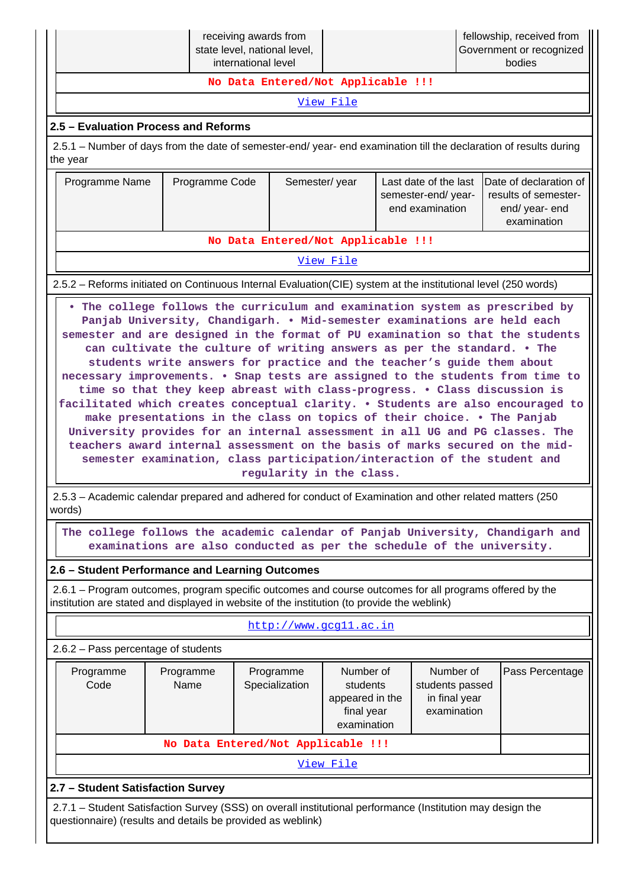| | receiving awards from state level, national level, international level | | fellowship, received from Government or recognized bodies |
|---|---|---|---|
| No Data Entered/Not Applicable !!! | | | |
| View File | | | |

## 2.5 – Evaluation Process and Reforms

2.5.1 – Number of days from the date of semester-end/ year- end examination till the declaration of results during the year

| Programme Name | Programme Code | Semester/ year | Last date of the last semester-end/ year- end examination | Date of declaration of results of semester- end/ year- end examination |
|---|---|---|---|---|
| No Data Entered/Not Applicable !!! | | | | |
| View File | | | | |

2.5.2 – Reforms initiated on Continuous Internal Evaluation(CIE) system at the institutional level (250 words)

• The college follows the curriculum and examination system as prescribed by Panjab University, Chandigarh. • Mid-semester examinations are held each semester and are designed in the format of PU examination so that the students can cultivate the culture of writing answers as per the standard. • The students write answers for practice and the teacher's guide them about necessary improvements. • Snap tests are assigned to the students from time to time so that they keep abreast with class-progress. • Class discussion is facilitated which creates conceptual clarity. • Students are also encouraged to make presentations in the class on topics of their choice. • The Panjab University provides for an internal assessment in all UG and PG classes. The teachers award internal assessment on the basis of marks secured on the mid-semester examination, class participation/interaction of the student and regularity in the class.

2.5.3 – Academic calendar prepared and adhered for conduct of Examination and other related matters (250 words)

The college follows the academic calendar of Panjab University, Chandigarh and examinations are also conducted as per the schedule of the university.

## 2.6 – Student Performance and Learning Outcomes

2.6.1 – Program outcomes, program specific outcomes and course outcomes for all programs offered by the institution are stated and displayed in website of the institution (to provide the weblink)

http://www.gcg11.ac.in

2.6.2 – Pass percentage of students

| Programme Code | Programme Name | Programme Specialization | Number of students appeared in the final year examination | Number of students passed in final year examination | Pass Percentage |
|---|---|---|---|---|---|
| No Data Entered/Not Applicable !!! | | | | | |
| View File | | | | | |

## 2.7 – Student Satisfaction Survey

2.7.1 – Student Satisfaction Survey (SSS) on overall institutional performance (Institution may design the questionnaire) (results and details be provided as weblink)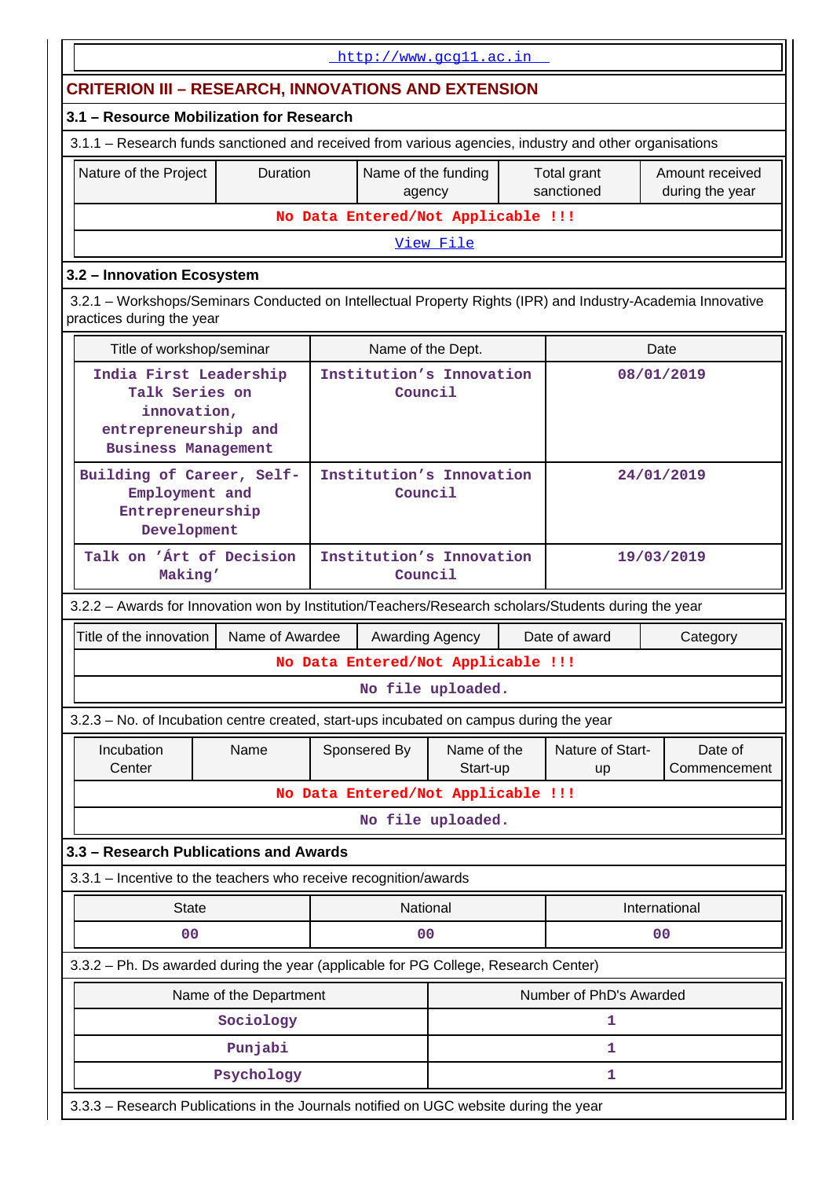http://www.gcg11.ac.in

## CRITERION III – RESEARCH, INNOVATIONS AND EXTENSION

### 3.1 – Resource Mobilization for Research

3.1.1 – Research funds sanctioned and received from various agencies, industry and other organisations

| Nature of the Project | Duration | Name of the funding agency | Total grant sanctioned | Amount received during the year |
|---|---|---|---|---|
| No Data Entered/Not Applicable !!! | | | | |

View File

### 3.2 – Innovation Ecosystem

3.2.1 – Workshops/Seminars Conducted on Intellectual Property Rights (IPR) and Industry-Academia Innovative practices during the year

| Title of workshop/seminar | Name of the Dept. | Date |
|---|---|---|
| India First Leadership Talk Series on innovation, entrepreneurship and Business Management | Institution's Innovation Council | 08/01/2019 |
| Building of Career, Self-Employment and Entrepreneurship Development | Institution's Innovation Council | 24/01/2019 |
| Talk on 'Árt of Decision Making' | Institution's Innovation Council | 19/03/2019 |

3.2.2 – Awards for Innovation won by Institution/Teachers/Research scholars/Students during the year

| Title of the innovation | Name of Awardee | Awarding Agency | Date of award | Category |
|---|---|---|---|---|
| No Data Entered/Not Applicable !!! | | | | |

No file uploaded.

3.2.3 – No. of Incubation centre created, start-ups incubated on campus during the year

| Incubation Center | Name | Sponsered By | Name of the Start-up | Nature of Start-up | Date of Commencement |
|---|---|---|---|---|---|
| No Data Entered/Not Applicable !!! | | | | | |

No file uploaded.

### 3.3 – Research Publications and Awards

3.3.1 – Incentive to the teachers who receive recognition/awards

| State | National | International |
|---|---|---|
| 00 | 00 | 00 |

3.3.2 – Ph. Ds awarded during the year (applicable for PG College, Research Center)

| Name of the Department | Number of PhD's Awarded |
|---|---|
| Sociology | 1 |
| Punjabi | 1 |
| Psychology | 1 |

3.3.3 – Research Publications in the Journals notified on UGC website during the year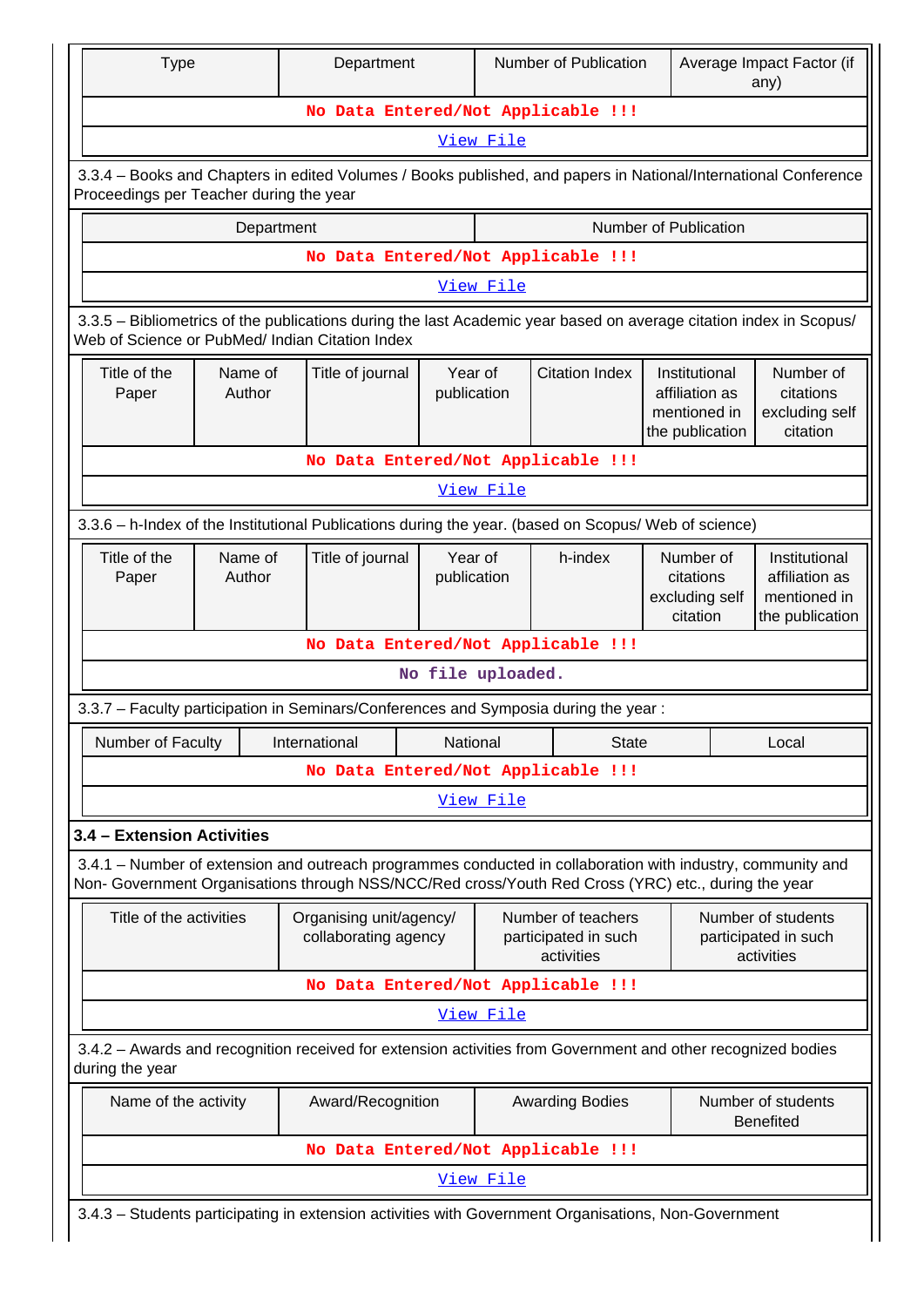| Type | Department | Number of Publication | Average Impact Factor (if any) |
|---|---|---|---|
| No Data Entered/Not Applicable !!! | | | |
| View File | | | |

3.3.4 – Books and Chapters in edited Volumes / Books published, and papers in National/International Conference Proceedings per Teacher during the year

| Department | Number of Publication |
|---|---|
| No Data Entered/Not Applicable !!! | |
| View File | |

3.3.5 – Bibliometrics of the publications during the last Academic year based on average citation index in Scopus/ Web of Science or PubMed/ Indian Citation Index

| Title of the Paper | Name of Author | Title of journal | Year of publication | Citation Index | Institutional affiliation as mentioned in the publication | Number of citations excluding self citation |
|---|---|---|---|---|---|---|
| No Data Entered/Not Applicable !!! | | | | | | |
| View File | | | | | | |

3.3.6 – h-Index of the Institutional Publications during the year. (based on Scopus/ Web of science)

| Title of the Paper | Name of Author | Title of journal | Year of publication | h-index | Number of citations excluding self citation | Institutional affiliation as mentioned in the publication |
|---|---|---|---|---|---|---|
| No Data Entered/Not Applicable !!! | | | | | | |
| No file uploaded. | | | | | | |

3.3.7 – Faculty participation in Seminars/Conferences and Symposia during the year :

| Number of Faculty | International | National | State | Local |
|---|---|---|---|---|
| No Data Entered/Not Applicable !!! | | | | |
| View File | | | | |

**3.4 – Extension Activities**

3.4.1 – Number of extension and outreach programmes conducted in collaboration with industry, community and Non- Government Organisations through NSS/NCC/Red cross/Youth Red Cross (YRC) etc., during the year

| Title of the activities | Organising unit/agency/ collaborating agency | Number of teachers participated in such activities | Number of students participated in such activities |
|---|---|---|---|
| No Data Entered/Not Applicable !!! | | | |
| View File | | | |

3.4.2 – Awards and recognition received for extension activities from Government and other recognized bodies during the year

| Name of the activity | Award/Recognition | Awarding Bodies | Number of students Benefited |
|---|---|---|---|
| No Data Entered/Not Applicable !!! | | | |
| View File | | | |

3.4.3 – Students participating in extension activities with Government Organisations, Non-Government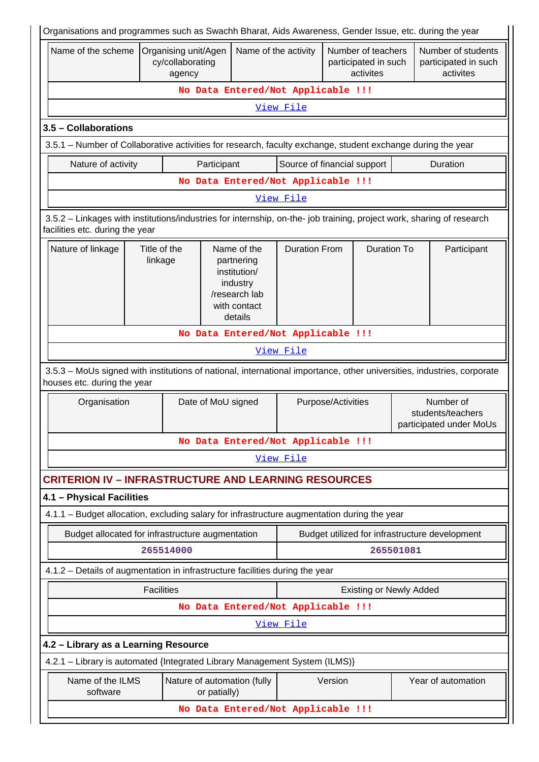Organisations and programmes such as Swachh Bharat, Aids Awareness, Gender Issue, etc. during the year

| Name of the scheme | Organising unit/Agency/collaborating agency | Name of the activity | Number of teachers participated in such activites | Number of students participated in such activites |
|---|---|---|---|---|
| No Data Entered/Not Applicable !!! | | | | |
| View File | | | | |

### 3.5 – Collaborations

3.5.1 – Number of Collaborative activities for research, faculty exchange, student exchange during the year

| Nature of activity | Participant | Source of financial support | Duration |
|---|---|---|---|
| No Data Entered/Not Applicable !!! | | | |
| View File | | | |

3.5.2 – Linkages with institutions/industries for internship, on-the- job training, project work, sharing of research facilities etc. during the year

| Nature of linkage | Title of the linkage | Name of the partnering institution/ industry /research lab with contact details | Duration From | Duration To | Participant |
|---|---|---|---|---|---|
| No Data Entered/Not Applicable !!! | | | | | |
| View File | | | | | |

3.5.3 – MoUs signed with institutions of national, international importance, other universities, industries, corporate houses etc. during the year

| Organisation | Date of MoU signed | Purpose/Activities | Number of students/teachers participated under MoUs |
|---|---|---|---|
| No Data Entered/Not Applicable !!! | | | |
| View File | | | |

## CRITERION IV – INFRASTRUCTURE AND LEARNING RESOURCES

### 4.1 – Physical Facilities

4.1.1 – Budget allocation, excluding salary for infrastructure augmentation during the year

| Budget allocated for infrastructure augmentation | Budget utilized for infrastructure development |
|---|---|
| 265514000 | 265501081 |

4.1.2 – Details of augmentation in infrastructure facilities during the year

| Facilities | Existing or Newly Added |
|---|---|
| No Data Entered/Not Applicable !!! | |
| View File | |

### 4.2 – Library as a Learning Resource

4.2.1 – Library is automated {Integrated Library Management System (ILMS)}

| Name of the ILMS software | Nature of automation (fully or patially) | Version | Year of automation |
|---|---|---|---|
| No Data Entered/Not Applicable !!! | | | |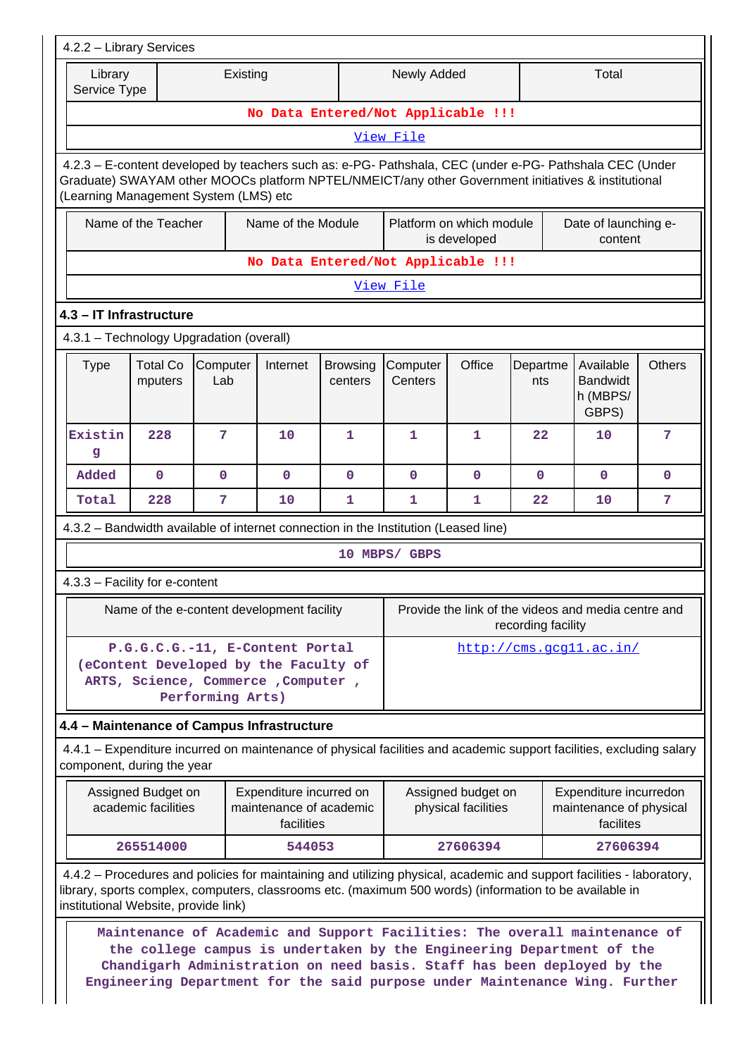4.2.2 – Library Services

| Library Service Type | Existing | Newly Added | Total |
|---|---|---|---|
| No Data Entered/Not Applicable !!! | | | |

View File

4.2.3 – E-content developed by teachers such as: e-PG- Pathshala, CEC (under e-PG- Pathshala CEC (Under Graduate) SWAYAM other MOOCs platform NPTEL/NMEICT/any other Government initiatives & institutional (Learning Management System (LMS) etc

| Name of the Teacher | Name of the Module | Platform on which module is developed | Date of launching e-content |
|---|---|---|---|
| No Data Entered/Not Applicable !!! | | | |

View File

**4.3 – IT Infrastructure**

4.3.1 – Technology Upgradation (overall)

| Type | Total Computers | Computer Lab | Internet | Browsing centers | Computer Centers | Office | Departments | Available Bandwidth (MBPS/ GBPS) | Others |
|---|---|---|---|---|---|---|---|---|---|
| Existing | 228 | 7 | 10 | 1 | 1 | 1 | 22 | 10 | 7 |
| Added | 0 | 0 | 0 | 0 | 0 | 0 | 0 | 0 | 0 |
| Total | 228 | 7 | 10 | 1 | 1 | 1 | 22 | 10 | 7 |

4.3.2 – Bandwidth available of internet connection in the Institution (Leased line)

10 MBPS/ GBPS

4.3.3 – Facility for e-content

| Name of the e-content development facility | Provide the link of the videos and media centre and recording facility |
|---|---|
| P.G.G.C.G.-11, E-Content Portal (eContent Developed by the Faculty of ARTS, Science, Commerce ,Computer , Performing Arts) | http://cms.gcg11.ac.in/ |

**4.4 – Maintenance of Campus Infrastructure**

4.4.1 – Expenditure incurred on maintenance of physical facilities and academic support facilities, excluding salary component, during the year

| Assigned Budget on academic facilities | Expenditure incurred on maintenance of academic facilities | Assigned budget on physical facilities | Expenditure incurredon maintenance of physical facilites |
|---|---|---|---|
| 265514000 | 544053 | 27606394 | 27606394 |

4.4.2 – Procedures and policies for maintaining and utilizing physical, academic and support facilities - laboratory, library, sports complex, computers, classrooms etc. (maximum 500 words) (information to be available in institutional Website, provide link)

Maintenance of Academic and Support Facilities: The overall maintenance of the college campus is undertaken by the Engineering Department of the Chandigarh Administration on need basis. Staff has been deployed by the Engineering Department for the said purpose under Maintenance Wing. Further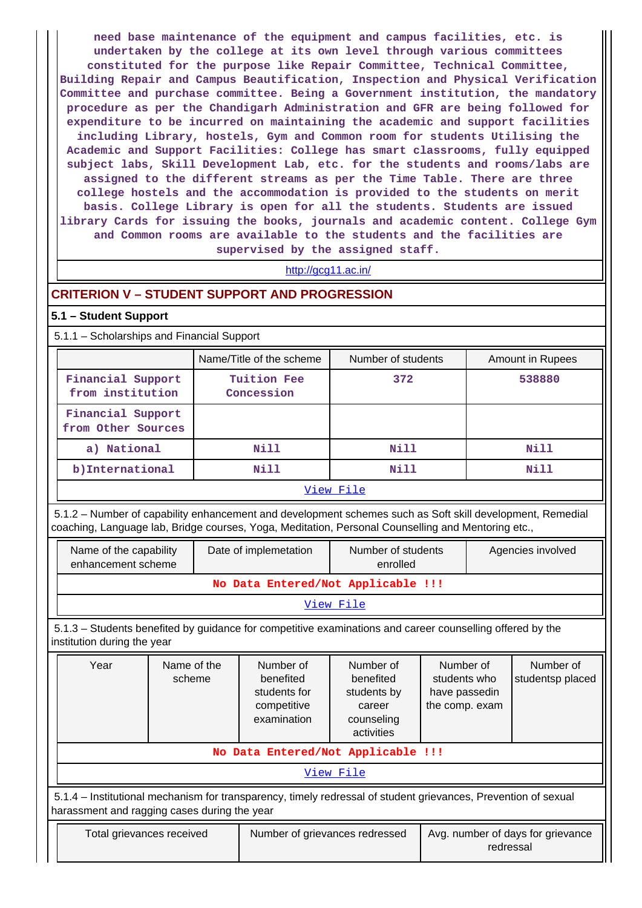need base maintenance of the equipment and campus facilities, etc. is undertaken by the college at its own level through various committees constituted for the purpose like Repair Committee, Technical Committee, Building Repair and Campus Beautification, Inspection and Physical Verification Committee and purchase committee. Being a Government institution, the mandatory procedure as per the Chandigarh Administration and GFR are being followed for expenditure to be incurred on maintaining the academic and support facilities including Library, hostels, Gym and Common room for students Utilising the Academic and Support Facilities: College has smart classrooms, fully equipped subject labs, Skill Development Lab, etc. for the students and rooms/labs are assigned to the different streams as per the Time Table. There are three college hostels and the accommodation is provided to the students on merit basis. College Library is open for all the students. Students are issued library Cards for issuing the books, journals and academic content. College Gym and Common rooms are available to the students and the facilities are supervised by the assigned staff.

http://gcg11.ac.in/

## CRITERION V – STUDENT SUPPORT AND PROGRESSION

### 5.1 – Student Support

5.1.1 – Scholarships and Financial Support

| | Name/Title of the scheme | Number of students | Amount in Rupees |
|---|---|---|---|
| Financial Support from institution | Tuition Fee Concession | 372 | 538880 |
| Financial Support from Other Sources | | | |
| a) National | Nill | Nill | Nill |
| b)International | Nill | Nill | Nill |
| View File | | | |

5.1.2 – Number of capability enhancement and development schemes such as Soft skill development, Remedial coaching, Language lab, Bridge courses, Yoga, Meditation, Personal Counselling and Mentoring etc.,

| Name of the capability enhancement scheme | Date of implemetation | Number of students enrolled | Agencies involved |
|---|---|---|---|
| No Data Entered/Not Applicable !!! | | | |
| View File | | | |

5.1.3 – Students benefited by guidance for competitive examinations and career counselling offered by the institution during the year

| Year | Name of the scheme | Number of benefited students for competitive examination | Number of benefited students by career counseling activities | Number of students who have passedin the comp. exam | Number of studentsp placed |
|---|---|---|---|---|---|
| No Data Entered/Not Applicable !!! | | | | | |
| View File | | | | | |

5.1.4 – Institutional mechanism for transparency, timely redressal of student grievances, Prevention of sexual harassment and ragging cases during the year

| Total grievances received | Number of grievances redressed | Avg. number of days for grievance redressal |
|---|---|---|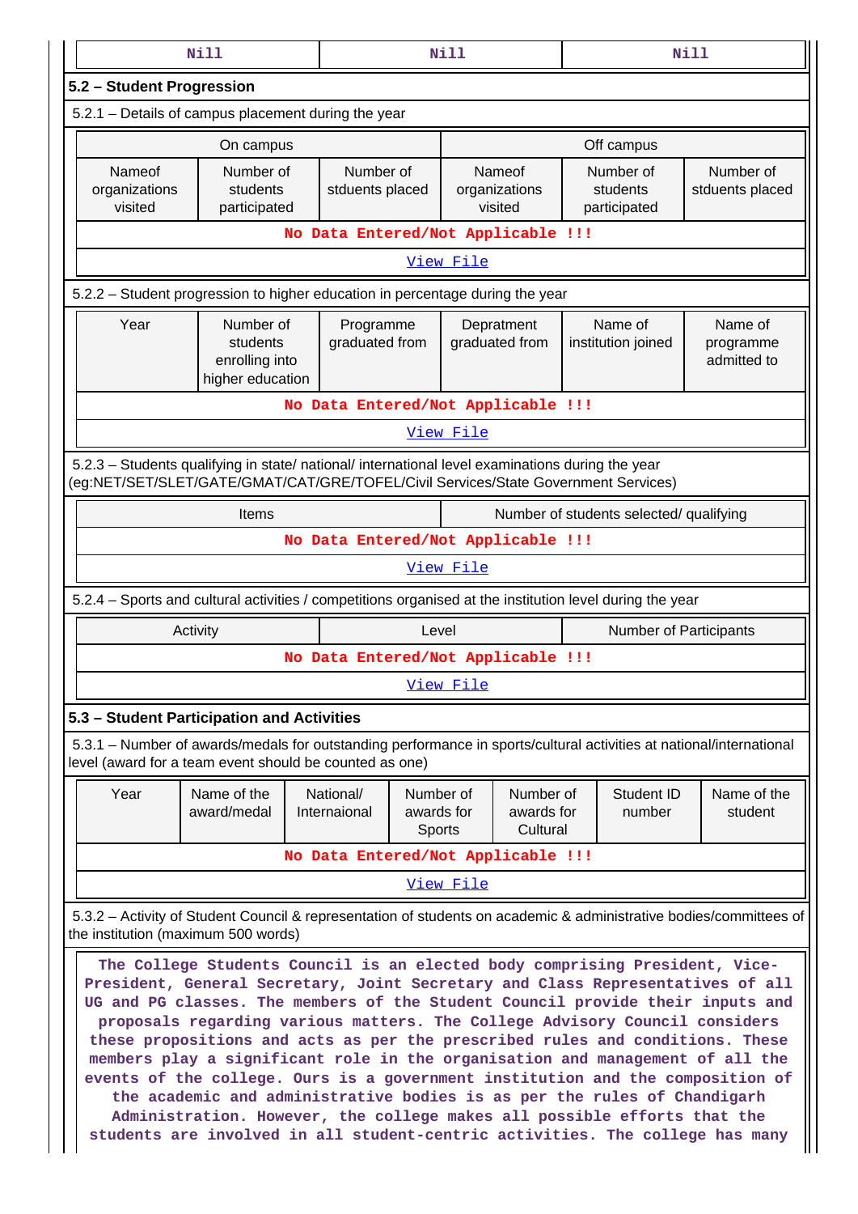| Nill | Nill | Nill |
|---|---|---|

## 5.2 – Student Progression

5.2.1 – Details of campus placement during the year

| On campus | | | Off campus | | |
|---|---|---|---|---|---|
| Nameof organizations visited | Number of students participated | Number of stduents placed | Nameof organizations visited | Number of students participated | Number of stduents placed |
| **No Data Entered/Not Applicable !!!** | | | | | |

View File

5.2.2 – Student progression to higher education in percentage during the year

| Year | Number of students enrolling into higher education | Programme graduated from | Depratment graduated from | Name of institution joined | Name of programme admitted to |
|---|---|---|---|---|---|
| **No Data Entered/Not Applicable !!!** | | | | | |

View File

5.2.3 – Students qualifying in state/ national/ international level examinations during the year (eg:NET/SET/SLET/GATE/GMAT/CAT/GRE/TOFEL/Civil Services/State Government Services)

| Items | Number of students selected/ qualifying |
|---|---|
| **No Data Entered/Not Applicable !!!** | |

View File

5.2.4 – Sports and cultural activities / competitions organised at the institution level during the year

| Activity | Level | Number of Participants |
|---|---|---|
| **No Data Entered/Not Applicable !!!** | | |

View File

## 5.3 – Student Participation and Activities

5.3.1 – Number of awards/medals for outstanding performance in sports/cultural activities at national/international level (award for a team event should be counted as one)

| Year | Name of the award/medal | National/ Internaional | Number of awards for Sports | Number of awards for Cultural | Student ID number | Name of the student |
|---|---|---|---|---|---|---|
| **No Data Entered/Not Applicable !!!** | | | | | | |

View File

5.3.2 – Activity of Student Council & representation of students on academic & administrative bodies/committees of the institution (maximum 500 words)

The College Students Council is an elected body comprising President, Vice-President, General Secretary, Joint Secretary and Class Representatives of all UG and PG classes. The members of the Student Council provide their inputs and proposals regarding various matters. The College Advisory Council considers these propositions and acts as per the prescribed rules and conditions. These members play a significant role in the organisation and management of all the events of the college. Ours is a government institution and the composition of the academic and administrative bodies is as per the rules of Chandigarh Administration. However, the college makes all possible efforts that the students are involved in all student-centric activities. The college has many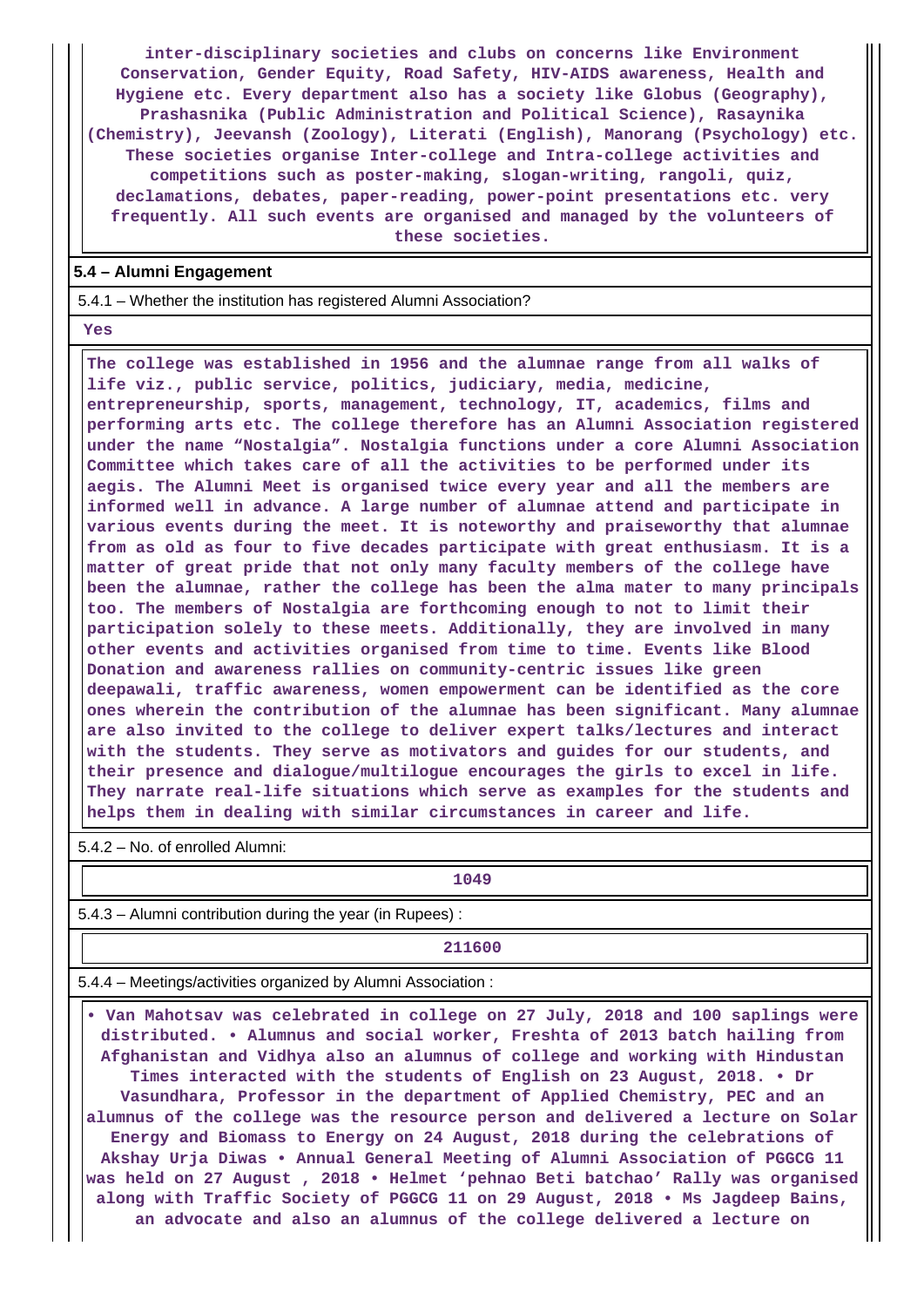inter-disciplinary societies and clubs on concerns like Environment Conservation, Gender Equity, Road Safety, HIV-AIDS awareness, Health and Hygiene etc. Every department also has a society like Globus (Geography), Prashasnika (Public Administration and Political Science), Rasaynika (Chemistry), Jeevansh (Zoology), Literati (English), Manorang (Psychology) etc. These societies organise Inter-college and Intra-college activities and competitions such as poster-making, slogan-writing, rangoli, quiz, declamations, debates, paper-reading, power-point presentations etc. very frequently. All such events are organised and managed by the volunteers of these societies.

**5.4 – Alumni Engagement**

5.4.1 – Whether the institution has registered Alumni Association?

Yes

The college was established in 1956 and the alumnae range from all walks of life viz., public service, politics, judiciary, media, medicine, entrepreneurship, sports, management, technology, IT, academics, films and performing arts etc. The college therefore has an Alumni Association registered under the name “Nostalgia”. Nostalgia functions under a core Alumni Association Committee which takes care of all the activities to be performed under its aegis. The Alumni Meet is organised twice every year and all the members are informed well in advance. A large number of alumnae attend and participate in various events during the meet. It is noteworthy and praiseworthy that alumnae from as old as four to five decades participate with great enthusiasm. It is a matter of great pride that not only many faculty members of the college have been the alumnae, rather the college has been the alma mater to many principals too. The members of Nostalgia are forthcoming enough to not to limit their participation solely to these meets. Additionally, they are involved in many other events and activities organised from time to time. Events like Blood Donation and awareness rallies on community-centric issues like green deepawali, traffic awareness, women empowerment can be identified as the core ones wherein the contribution of the alumnae has been significant. Many alumnae are also invited to the college to deliver expert talks/lectures and interact with the students. They serve as motivators and guides for our students, and their presence and dialogue/multilogue encourages the girls to excel in life. They narrate real-life situations which serve as examples for the students and helps them in dealing with similar circumstances in career and life.

5.4.2 – No. of enrolled Alumni:

1049

5.4.3 – Alumni contribution during the year (in Rupees) :

211600

5.4.4 – Meetings/activities organized by Alumni Association :

• Van Mahotsav was celebrated in college on 27 July, 2018 and 100 saplings were distributed. • Alumnus and social worker, Freshta of 2013 batch hailing from Afghanistan and Vidhya also an alumnus of college and working with Hindustan Times interacted with the students of English on 23 August, 2018. • Dr Vasundhara, Professor in the department of Applied Chemistry, PEC and an alumnus of the college was the resource person and delivered a lecture on Solar Energy and Biomass to Energy on 24 August, 2018 during the celebrations of Akshay Urja Diwas • Annual General Meeting of Alumni Association of PGGCG 11 was held on 27 August , 2018 • Helmet ‘pehnao Beti batchao’ Rally was organised along with Traffic Society of PGGCG 11 on 29 August, 2018 • Ms Jagdeep Bains, an advocate and also an alumnus of the college delivered a lecture on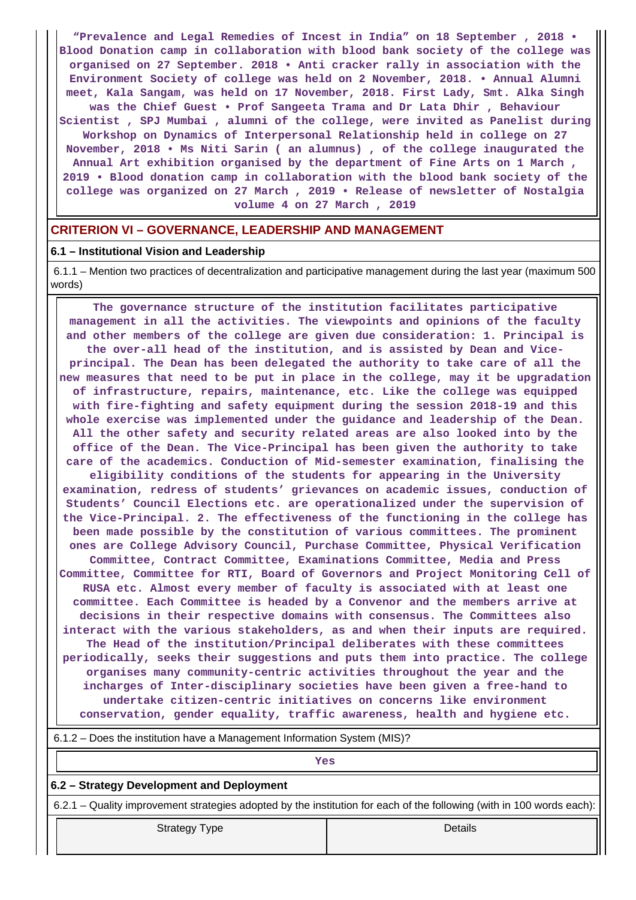"Prevalence and Legal Remedies of Incest in India" on 18 September , 2018 • Blood Donation camp in collaboration with blood bank society of the college was organised on 27 September. 2018 • Anti cracker rally in association with the Environment Society of college was held on 2 November, 2018. • Annual Alumni meet, Kala Sangam, was held on 17 November, 2018. First Lady, Smt. Alka Singh was the Chief Guest • Prof Sangeeta Trama and Dr Lata Dhir , Behaviour Scientist , SPJ Mumbai , alumni of the college, were invited as Panelist during Workshop on Dynamics of Interpersonal Relationship held in college on 27 November, 2018 • Ms Niti Sarin ( an alumnus) , of the college inaugurated the Annual Art exhibition organised by the department of Fine Arts on 1 March , 2019 • Blood donation camp in collaboration with the blood bank society of the college was organized on 27 March , 2019 • Release of newsletter of Nostalgia volume 4 on 27 March , 2019

## CRITERION VI – GOVERNANCE, LEADERSHIP AND MANAGEMENT

### 6.1 – Institutional Vision and Leadership

6.1.1 – Mention two practices of decentralization and participative management during the last year (maximum 500 words)

The governance structure of the institution facilitates participative management in all the activities. The viewpoints and opinions of the faculty and other members of the college are given due consideration: 1. Principal is the over-all head of the institution, and is assisted by Dean and Vice-principal. The Dean has been delegated the authority to take care of all the new measures that need to be put in place in the college, may it be upgradation of infrastructure, repairs, maintenance, etc. Like the college was equipped with fire-fighting and safety equipment during the session 2018-19 and this whole exercise was implemented under the guidance and leadership of the Dean. All the other safety and security related areas are also looked into by the office of the Dean. The Vice-Principal has been given the authority to take care of the academics. Conduction of Mid-semester examination, finalising the eligibility conditions of the students for appearing in the University examination, redress of students' grievances on academic issues, conduction of Students' Council Elections etc. are operationalized under the supervision of the Vice-Principal. 2. The effectiveness of the functioning in the college has been made possible by the constitution of various committees. The prominent ones are College Advisory Council, Purchase Committee, Physical Verification Committee, Contract Committee, Examinations Committee, Media and Press Committee, Committee for RTI, Board of Governors and Project Monitoring Cell of RUSA etc. Almost every member of faculty is associated with at least one committee. Each Committee is headed by a Convenor and the members arrive at decisions in their respective domains with consensus. The Committees also interact with the various stakeholders, as and when their inputs are required. The Head of the institution/Principal deliberates with these committees periodically, seeks their suggestions and puts them into practice. The college organises many community-centric activities throughout the year and the incharges of Inter-disciplinary societies have been given a free-hand to undertake citizen-centric initiatives on concerns like environment conservation, gender equality, traffic awareness, health and hygiene etc.

6.1.2 – Does the institution have a Management Information System (MIS)?

Yes

### 6.2 – Strategy Development and Deployment

6.2.1 – Quality improvement strategies adopted by the institution for each of the following (with in 100 words each):

| Strategy Type | Details |
|---|---|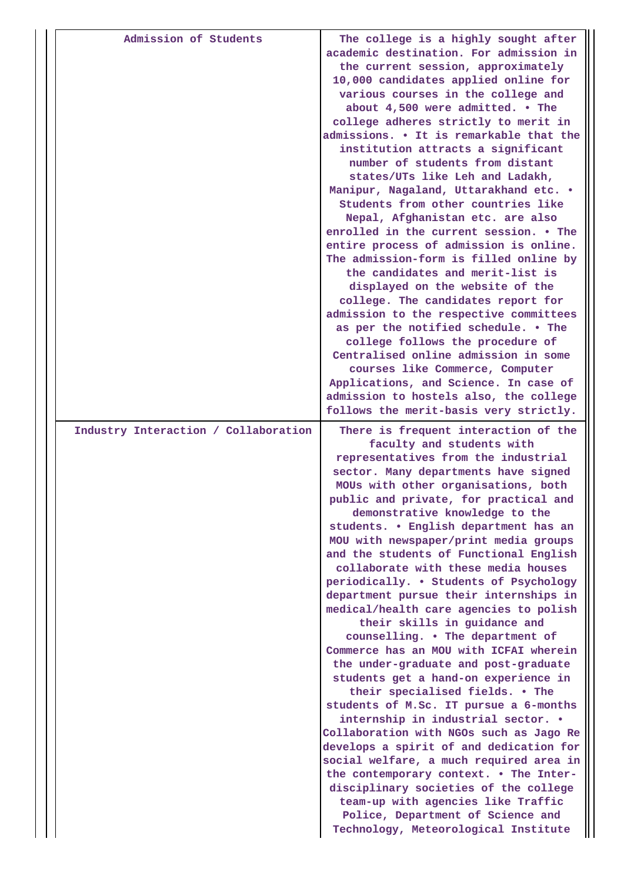| | |
|---|---|
| Admission of Students | The college is a highly sought after academic destination. For admission in the current session, approximately 10,000 candidates applied online for various courses in the college and about 4,500 were admitted. • The college adheres strictly to merit in admissions. • It is remarkable that the institution attracts a significant number of students from distant states/UTs like Leh and Ladakh, Manipur, Nagaland, Uttarakhand etc. • Students from other countries like Nepal, Afghanistan etc. are also enrolled in the current session. • The entire process of admission is online. The admission-form is filled online by the candidates and merit-list is displayed on the website of the college. The candidates report for admission to the respective committees as per the notified schedule. • The college follows the procedure of Centralised online admission in some courses like Commerce, Computer Applications, and Science. In case of admission to hostels also, the college follows the merit-basis very strictly. |
| Industry Interaction / Collaboration | There is frequent interaction of the faculty and students with representatives from the industrial sector. Many departments have signed MOUs with other organisations, both public and private, for practical and demonstrative knowledge to the students. • English department has an MOU with newspaper/print media groups and the students of Functional English collaborate with these media houses periodically. • Students of Psychology department pursue their internships in medical/health care agencies to polish their skills in guidance and counselling. • The department of Commerce has an MOU with ICFAI wherein the under-graduate and post-graduate students get a hand-on experience in their specialised fields. • The students of M.Sc. IT pursue a 6-months internship in industrial sector. • Collaboration with NGOs such as Jago Re develops a spirit of and dedication for social welfare, a much required area in the contemporary context. • The Inter-disciplinary societies of the college team-up with agencies like Traffic Police, Department of Science and Technology, Meteorological Institute |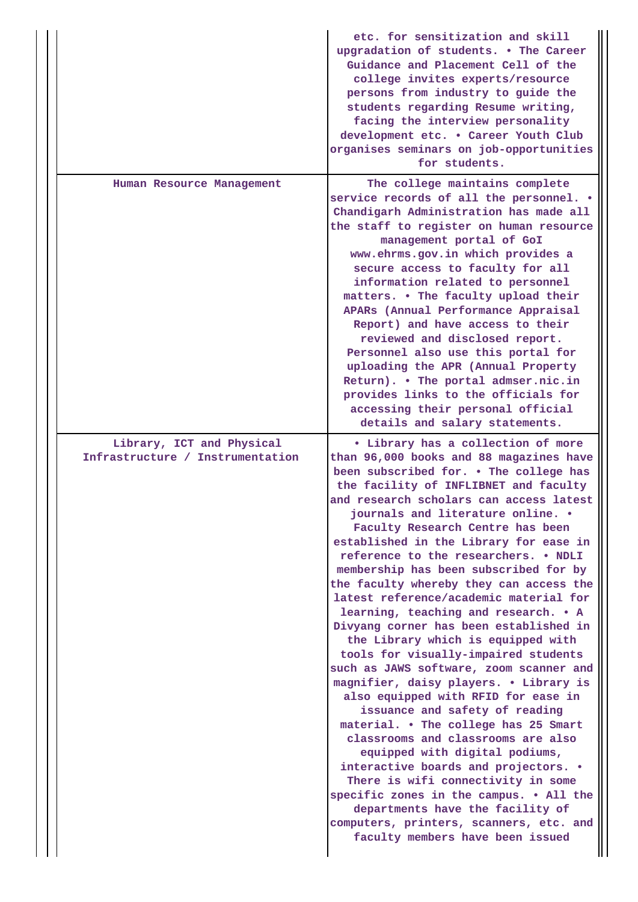| | |
|---|---|
| | etc. for sensitization and skill upgradation of students. • The Career Guidance and Placement Cell of the college invites experts/resource persons from industry to guide the students regarding Resume writing, facing the interview personality development etc. • Career Youth Club organises seminars on job-opportunities for students. |
| Human Resource Management | The college maintains complete service records of all the personnel. • Chandigarh Administration has made all the staff to register on human resource management portal of GoI www.ehrms.gov.in which provides a secure access to faculty for all information related to personnel matters. • The faculty upload their APARs (Annual Performance Appraisal Report) and have access to their reviewed and disclosed report. Personnel also use this portal for uploading the APR (Annual Property Return). • The portal admser.nic.in provides links to the officials for accessing their personal official details and salary statements. |
| Library, ICT and Physical Infrastructure / Instrumentation | • Library has a collection of more than 96,000 books and 88 magazines have been subscribed for. • The college has the facility of INFLIBNET and faculty and research scholars can access latest journals and literature online. • Faculty Research Centre has been established in the Library for ease in reference to the researchers. • NDLI membership has been subscribed for by the faculty whereby they can access the latest reference/academic material for learning, teaching and research. • A Divyang corner has been established in the Library which is equipped with tools for visually-impaired students such as JAWS software, zoom scanner and magnifier, daisy players. • Library is also equipped with RFID for ease in issuance and safety of reading material. • The college has 25 Smart classrooms and classrooms are also equipped with digital podiums, interactive boards and projectors. • There is wifi connectivity in some specific zones in the campus. • All the departments have the facility of computers, printers, scanners, etc. and faculty members have been issued |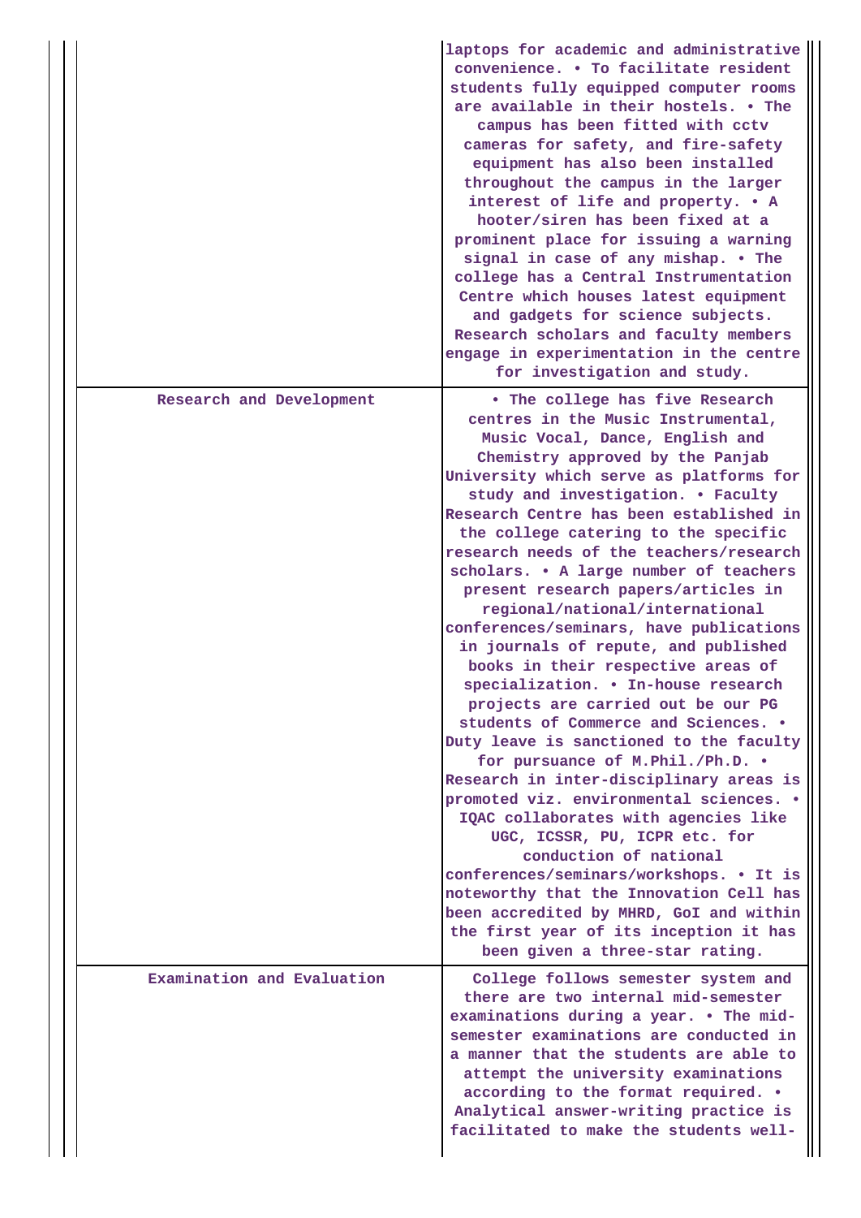| | |
|---|---|
| | laptops for academic and administrative convenience. • To facilitate resident students fully equipped computer rooms are available in their hostels. • The campus has been fitted with cctv cameras for safety, and fire-safety equipment has also been installed throughout the campus in the larger interest of life and property. • A hooter/siren has been fixed at a prominent place for issuing a warning signal in case of any mishap. • The college has a Central Instrumentation Centre which houses latest equipment and gadgets for science subjects. Research scholars and faculty members engage in experimentation in the centre for investigation and study. |
| Research and Development | • The college has five Research centres in the Music Instrumental, Music Vocal, Dance, English and Chemistry approved by the Panjab University which serve as platforms for study and investigation. • Faculty Research Centre has been established in the college catering to the specific research needs of the teachers/research scholars. • A large number of teachers present research papers/articles in regional/national/international conferences/seminars, have publications in journals of repute, and published books in their respective areas of specialization. • In-house research projects are carried out be our PG students of Commerce and Sciences. • Duty leave is sanctioned to the faculty for pursuance of M.Phil./Ph.D. • Research in inter-disciplinary areas is promoted viz. environmental sciences. • IQAC collaborates with agencies like UGC, ICSSR, PU, ICPR etc. for conduction of national conferences/seminars/workshops. • It is noteworthy that the Innovation Cell has been accredited by MHRD, GoI and within the first year of its inception it has been given a three-star rating. |
| Examination and Evaluation | College follows semester system and there are two internal mid-semester examinations during a year. • The mid-semester examinations are conducted in a manner that the students are able to attempt the university examinations according to the format required. • Analytical answer-writing practice is facilitated to make the students well- |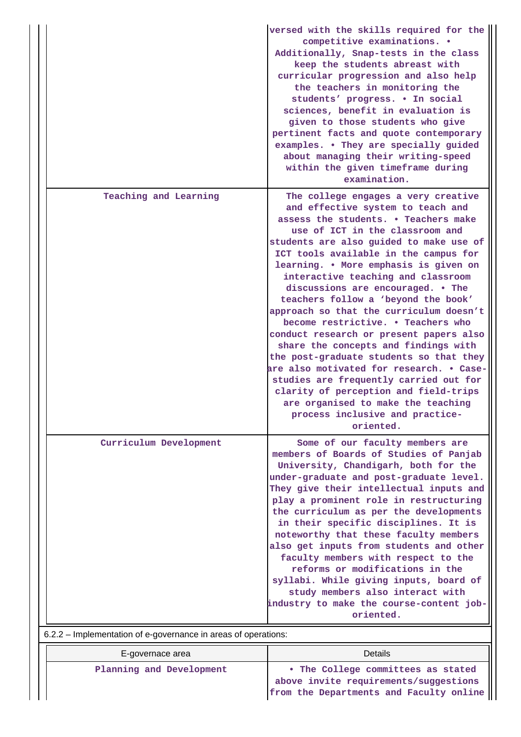| | |
|---|---|
| | versed with the skills required for the competitive examinations. • Additionally, Snap-tests in the class keep the students abreast with curricular progression and also help the teachers in monitoring the students' progress. • In social sciences, benefit in evaluation is given to those students who give pertinent facts and quote contemporary examples. • They are specially guided about managing their writing-speed within the given timeframe during examination. |
| Teaching and Learning | The college engages a very creative and effective system to teach and assess the students. • Teachers make use of ICT in the classroom and students are also guided to make use of ICT tools available in the campus for learning. • More emphasis is given on interactive teaching and classroom discussions are encouraged. • The teachers follow a 'beyond the book' approach so that the curriculum doesn't become restrictive. • Teachers who conduct research or present papers also share the concepts and findings with the post-graduate students so that they are also motivated for research. • Case-studies are frequently carried out for clarity of perception and field-trips are organised to make the teaching process inclusive and practice-oriented. |
| Curriculum Development | Some of our faculty members are members of Boards of Studies of Panjab University, Chandigarh, both for the under-graduate and post-graduate level. They give their intellectual inputs and play a prominent role in restructuring the curriculum as per the developments in their specific disciplines. It is noteworthy that these faculty members also get inputs from students and other faculty members with respect to the reforms or modifications in the syllabi. While giving inputs, board of study members also interact with industry to make the course-content job-oriented. |

6.2.2 – Implementation of e-governance in areas of operations:

| E-governace area | Details |
|---|---|
| Planning and Development | • The College committees as stated above invite requirements/suggestions from the Departments and Faculty online |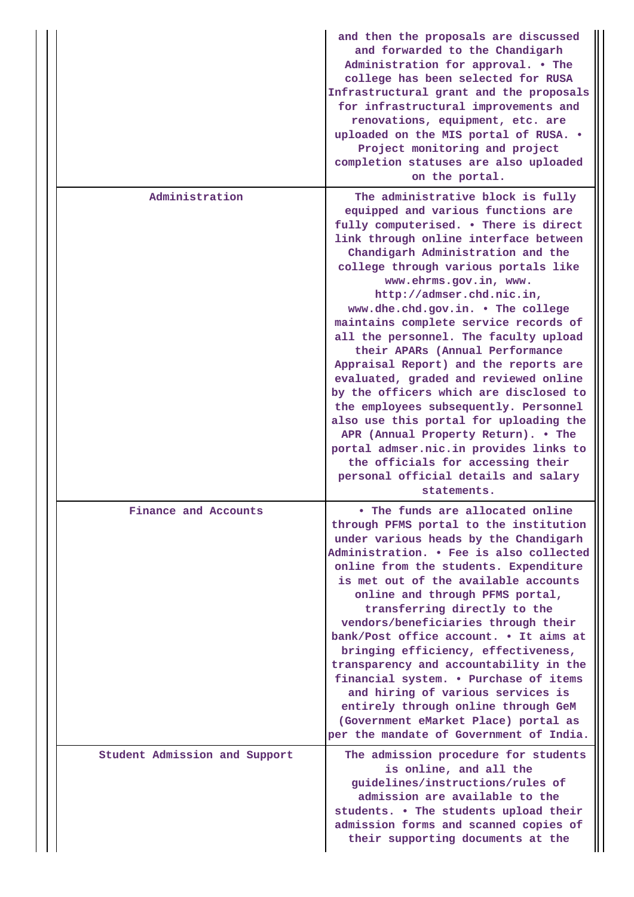| | |
|---|---|
| | and then the proposals are discussed and forwarded to the Chandigarh Administration for approval. • The college has been selected for RUSA Infrastructural grant and the proposals for infrastructural improvements and renovations, equipment, etc. are uploaded on the MIS portal of RUSA. • Project monitoring and project completion statuses are also uploaded on the portal. |
| Administration | The administrative block is fully equipped and various functions are fully computerised. • There is direct link through online interface between Chandigarh Administration and the college through various portals like www.ehrms.gov.in, www. http://admser.chd.nic.in, www.dhe.chd.gov.in. • The college maintains complete service records of all the personnel. The faculty upload their APARs (Annual Performance Appraisal Report) and the reports are evaluated, graded and reviewed online by the officers which are disclosed to the employees subsequently. Personnel also use this portal for uploading the APR (Annual Property Return). • The portal admser.nic.in provides links to the officials for accessing their personal official details and salary statements. |
| Finance and Accounts | • The funds are allocated online through PFMS portal to the institution under various heads by the Chandigarh Administration. • Fee is also collected online from the students. Expenditure is met out of the available accounts online and through PFMS portal, transferring directly to the vendors/beneficiaries through their bank/Post office account. • It aims at bringing efficiency, effectiveness, transparency and accountability in the financial system. • Purchase of items and hiring of various services is entirely through online through GeM (Government eMarket Place) portal as per the mandate of Government of India. |
| Student Admission and Support | The admission procedure for students is online, and all the guidelines/instructions/rules of admission are available to the students. • The students upload their admission forms and scanned copies of their supporting documents at the |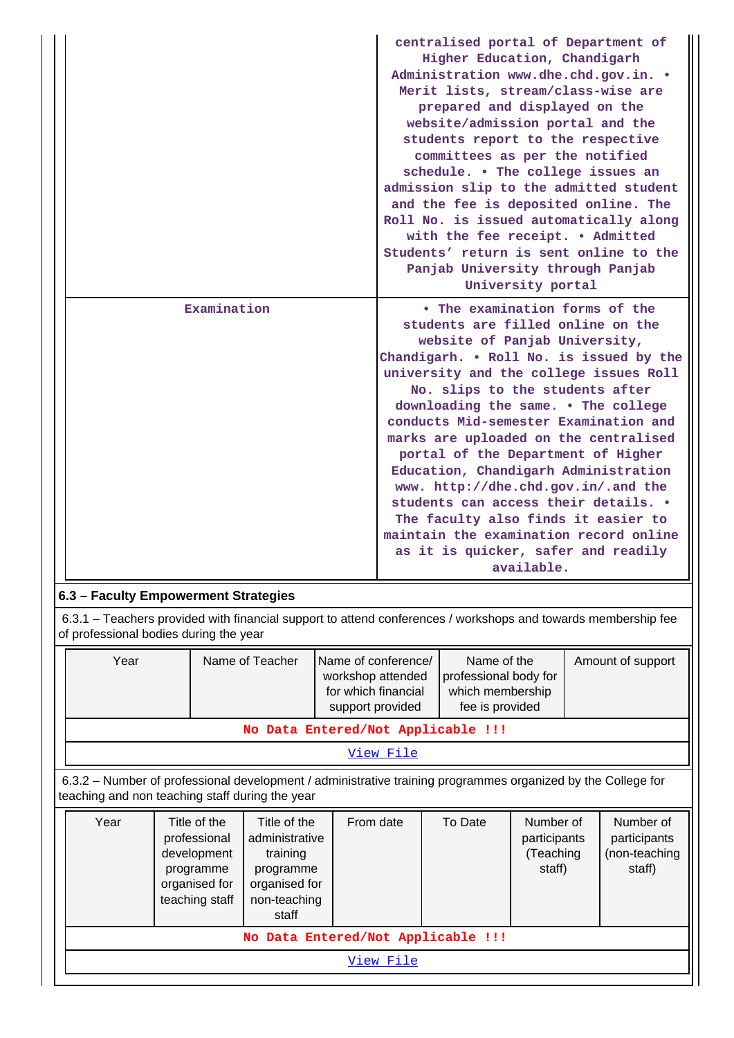| | |
|---|---|
| | centralised portal of Department of Higher Education, Chandigarh Administration www.dhe.chd.gov.in. • Merit lists, stream/class-wise are prepared and displayed on the website/admission portal and the students report to the respective committees as per the notified schedule. • The college issues an admission slip to the admitted student and the fee is deposited online. The Roll No. is issued automatically along with the fee receipt. • Admitted Students' return is sent online to the Panjab University through Panjab University portal |
| Examination | • The examination forms of the students are filled online on the website of Panjab University, Chandigarh. • Roll No. is issued by the university and the college issues Roll No. slips to the students after downloading the same. • The college conducts Mid-semester Examination and marks are uploaded on the centralised portal of the Department of Higher Education, Chandigarh Administration www. http://dhe.chd.gov.in/.and the students can access their details. • The faculty also finds it easier to maintain the examination record online as it is quicker, safer and readily available. |

## 6.3 – Faculty Empowerment Strategies

6.3.1 – Teachers provided with financial support to attend conferences / workshops and towards membership fee of professional bodies during the year

| Year | Name of Teacher | Name of conference/ workshop attended for which financial support provided | Name of the professional body for which membership fee is provided | Amount of support |
|---|---|---|---|---|
| **No Data Entered/Not Applicable !!!** | | | | |
| View File | | | | |

6.3.2 – Number of professional development / administrative training programmes organized by the College for teaching and non teaching staff during the year

| Year | Title of the professional development programme organised for teaching staff | Title of the administrative training programme organised for non-teaching staff | From date | To Date | Number of participants (Teaching staff) | Number of participants (non-teaching staff) |
|---|---|---|---|---|---|---|
| **No Data Entered/Not Applicable !!!** | | | | | | |
| View File | | | | | | |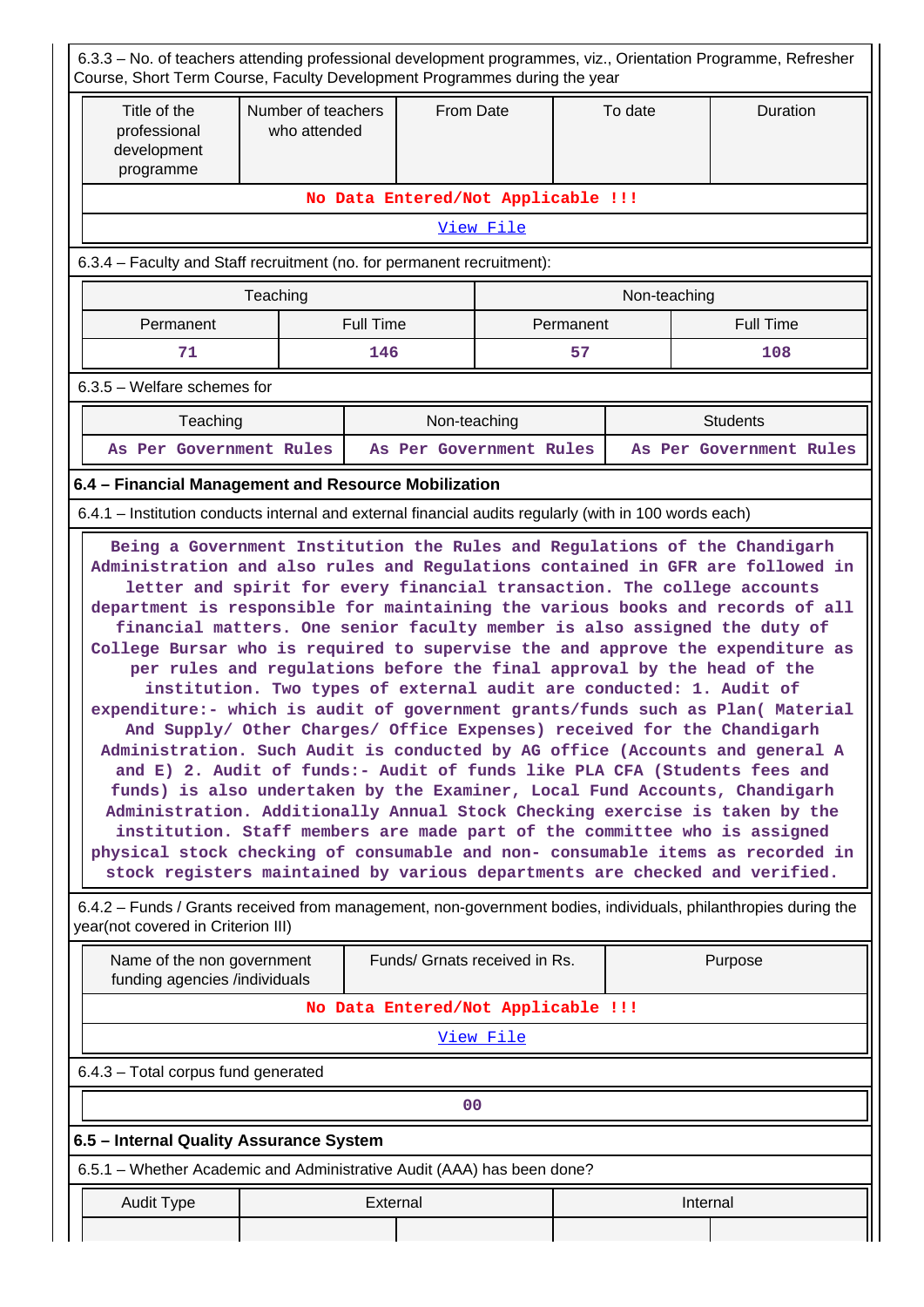6.3.3 – No. of teachers attending professional development programmes, viz., Orientation Programme, Refresher Course, Short Term Course, Faculty Development Programmes during the year

| Title of the professional development programme | Number of teachers who attended | From Date | To date | Duration |
|---|---|---|---|---|
| No Data Entered/Not Applicable !!! | | | | |
| View File | | | | |

6.3.4 – Faculty and Staff recruitment (no. for permanent recruitment):

| Teaching | | Non-teaching | |
|---|---|---|---|
| Permanent | Full Time | Permanent | Full Time |
| 71 | 146 | 57 | 108 |

6.3.5 – Welfare schemes for

| Teaching | Non-teaching | Students |
|---|---|---|
| As Per Government Rules | As Per Government Rules | As Per Government Rules |

**6.4 – Financial Management and Resource Mobilization**

6.4.1 – Institution conducts internal and external financial audits regularly (with in 100 words each)

Being a Government Institution the Rules and Regulations of the Chandigarh Administration and also rules and Regulations contained in GFR are followed in letter and spirit for every financial transaction. The college accounts department is responsible for maintaining the various books and records of all financial matters. One senior faculty member is also assigned the duty of College Bursar who is required to supervise the and approve the expenditure as per rules and regulations before the final approval by the head of the institution. Two types of external audit are conducted: 1. Audit of expenditure:- which is audit of government grants/funds such as Plan( Material And Supply/ Other Charges/ Office Expenses) received for the Chandigarh Administration. Such Audit is conducted by AG office (Accounts and general A and E) 2. Audit of funds:- Audit of funds like PLA CFA (Students fees and funds) is also undertaken by the Examiner, Local Fund Accounts, Chandigarh Administration. Additionally Annual Stock Checking exercise is taken by the institution. Staff members are made part of the committee who is assigned physical stock checking of consumable and non- consumable items as recorded in stock registers maintained by various departments are checked and verified.

6.4.2 – Funds / Grants received from management, non-government bodies, individuals, philanthropies during the year(not covered in Criterion III)

| Name of the non government funding agencies /individuals | Funds/ Grnats received in Rs. | Purpose |
|---|---|---|
| No Data Entered/Not Applicable !!! | | |
| View File | | |

6.4.3 – Total corpus fund generated

00

**6.5 – Internal Quality Assurance System**

6.5.1 – Whether Academic and Administrative Audit (AAA) has been done?

| Audit Type | External | | Internal | |
|---|---|---|---|---|
| | | | | |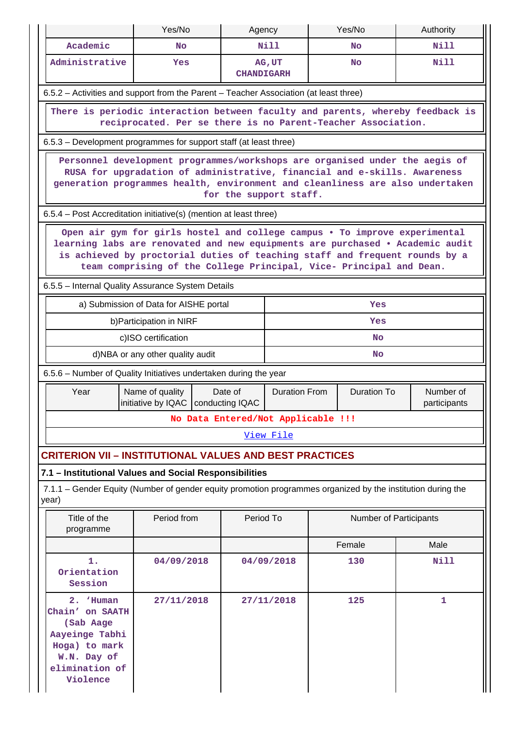|  | Yes/No | Agency | Yes/No | Authority |
|---|---|---|---|---|
| Academic | No | Nill | No | Nill |
| Administrative | Yes | AG,UT CHANDIGARH | No | Nill |

6.5.2 – Activities and support from the Parent – Teacher Association (at least three)

There is periodic interaction between faculty and parents, whereby feedback is reciprocated. Per se there is no Parent-Teacher Association.

6.5.3 – Development programmes for support staff (at least three)

Personnel development programmes/workshops are organised under the aegis of RUSA for upgradation of administrative, financial and e-skills. Awareness generation programmes health, environment and cleanliness are also undertaken for the support staff.

6.5.4 – Post Accreditation initiative(s) (mention at least three)

Open air gym for girls hostel and college campus • To improve experimental learning labs are renovated and new equipments are purchased • Academic audit is achieved by proctorial duties of teaching staff and frequent rounds by a team comprising of the College Principal, Vice- Principal and Dean.

6.5.5 – Internal Quality Assurance System Details

| a) Submission of Data for AISHE portal | Yes |
|---|---|
| b)Participation in NIRF | Yes |
| c)ISO certification | No |
| d)NBA or any other quality audit | No |

6.5.6 – Number of Quality Initiatives undertaken during the year

| Year | Name of quality initiative by IQAC | Date of conducting IQAC | Duration From | Duration To | Number of participants |
|---|---|---|---|---|---|
| No Data Entered/Not Applicable !!! | | | | | |
| View File | | | | | |

## CRITERION VII – INSTITUTIONAL VALUES AND BEST PRACTICES

### 7.1 – Institutional Values and Social Responsibilities

7.1.1 – Gender Equity (Number of gender equity promotion programmes organized by the institution during the year)

| Title of the programme | Period from | Period To | Number of Participants | |
|---|---|---|---|---|
| | | | Female | Male |
| 1. Orientation Session | 04/09/2018 | 04/09/2018 | 130 | Nill |
| 2. ‘Human Chain’ on SAATH (Sab Aage Aayeinge Tabhi Hoga) to mark W.N. Day of elimination of Violence | 27/11/2018 | 27/11/2018 | 125 | 1 |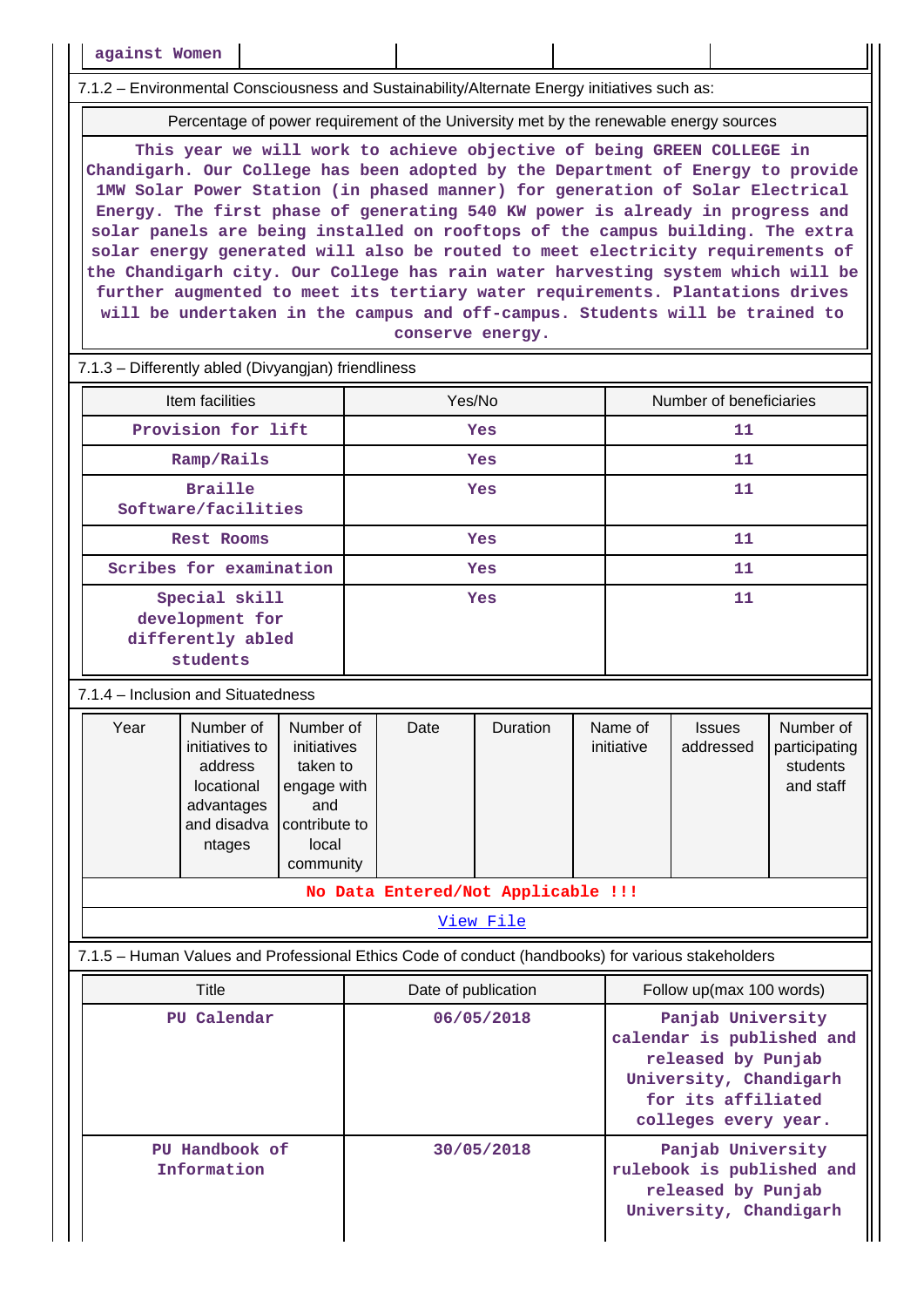| against Women | | | | |
|---|---|---|---|---|

7.1.2 – Environmental Consciousness and Sustainability/Alternate Energy initiatives such as:

| Percentage of power requirement of the University met by the renewable energy sources |
|---|
| This year we will work to achieve objective of being GREEN COLLEGE in Chandigarh. Our College has been adopted by the Department of Energy to provide 1MW Solar Power Station (in phased manner) for generation of Solar Electrical Energy. The first phase of generating 540 KW power is already in progress and solar panels are being installed on rooftops of the campus building. The extra solar energy generated will also be routed to meet electricity requirements of the Chandigarh city. Our College has rain water harvesting system which will be further augmented to meet its tertiary water requirements. Plantations drives will be undertaken in the campus and off-campus. Students will be trained to conserve energy. |

7.1.3 – Differently abled (Divyangjan) friendliness

| Item facilities | Yes/No | Number of beneficiaries |
|---|---|---|
| Provision for lift | Yes | 11 |
| Ramp/Rails | Yes | 11 |
| Braille Software/facilities | Yes | 11 |
| Rest Rooms | Yes | 11 |
| Scribes for examination | Yes | 11 |
| Special skill development for differently abled students | Yes | 11 |

7.1.4 – Inclusion and Situatedness

| Year | Number of initiatives to address locational advantages and disadvantages | Number of initiatives taken to engage with and contribute to local community | Date | Duration | Name of initiative | Issues addressed | Number of participating students and staff |
|---|---|---|---|---|---|---|---|
| No Data Entered/Not Applicable !!! | | | | | | | |
| View File | | | | | | | |

7.1.5 – Human Values and Professional Ethics Code of conduct (handbooks) for various stakeholders

| Title | Date of publication | Follow up(max 100 words) |
|---|---|---|
| PU Calendar | 06/05/2018 | Panjab University calendar is published and released by Punjab University, Chandigarh for its affiliated colleges every year. |
| PU Handbook of Information | 30/05/2018 | Panjab University rulebook is published and released by Punjab University, Chandigarh |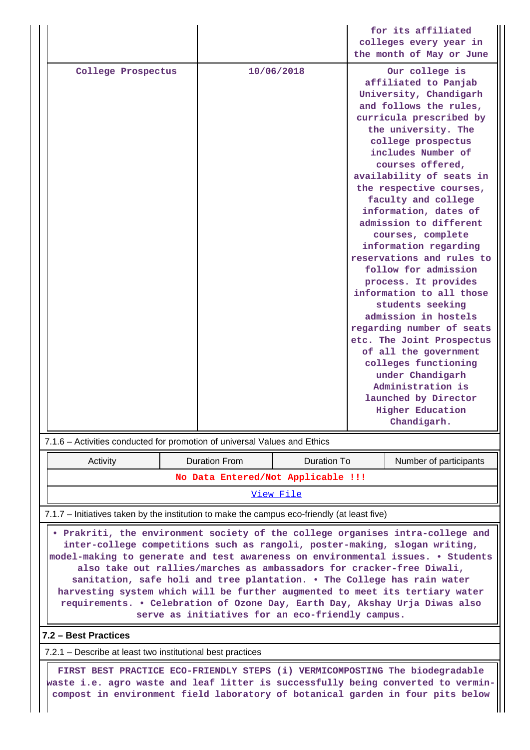| | | for its affiliated colleges every year in the month of May or June |
|---|---|---|
| College Prospectus | 10/06/2018 | Our college is affiliated to Panjab University, Chandigarh and follows the rules, curricula prescribed by the university. The college prospectus includes Number of courses offered, availability of seats in the respective courses, faculty and college information, dates of admission to different courses, complete information regarding reservations and rules to follow for admission process. It provides information to all those students seeking admission in hostels regarding number of seats etc. The Joint Prospectus of all the government colleges functioning under Chandigarh Administration is launched by Director Higher Education Chandigarh. |

7.1.6 – Activities conducted for promotion of universal Values and Ethics

| Activity | Duration From | Duration To | Number of participants |
|---|---|---|---|
| No Data Entered/Not Applicable !!! | | | |

View File

7.1.7 – Initiatives taken by the institution to make the campus eco-friendly (at least five)

• Prakriti, the environment society of the college organises intra-college and inter-college competitions such as rangoli, poster-making, slogan writing, model-making to generate and test awareness on environmental issues. • Students also take out rallies/marches as ambassadors for cracker-free Diwali, sanitation, safe holi and tree plantation. • The College has rain water harvesting system which will be further augmented to meet its tertiary water requirements. • Celebration of Ozone Day, Earth Day, Akshay Urja Diwas also serve as initiatives for an eco-friendly campus.

**7.2 – Best Practices**

7.2.1 – Describe at least two institutional best practices

FIRST BEST PRACTICE ECO-FRIENDLY STEPS (i) VERMICOMPOSTING The biodegradable waste i.e. agro waste and leaf litter is successfully being converted to vermin-compost in environment field laboratory of botanical garden in four pits below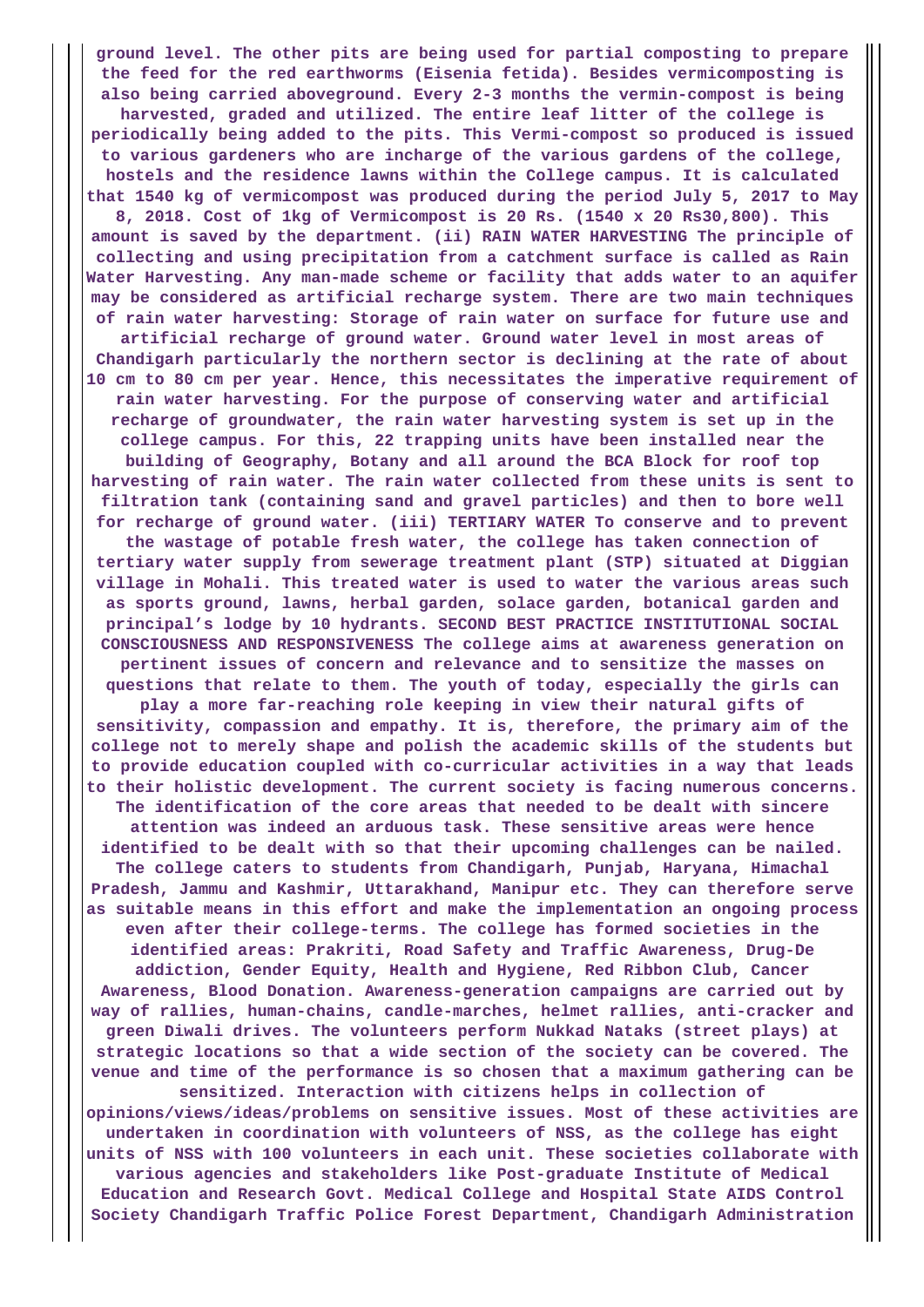**ground level. The other pits are being used for partial composting to prepare the feed for the red earthworms (Eisenia fetida). Besides vermicomposting is also being carried aboveground. Every 2-3 months the vermin-compost is being harvested, graded and utilized. The entire leaf litter of the college is periodically being added to the pits. This Vermi-compost so produced is issued to various gardeners who are incharge of the various gardens of the college, hostels and the residence lawns within the College campus. It is calculated that 1540 kg of vermicompost was produced during the period July 5, 2017 to May 8, 2018. Cost of 1kg of Vermicompost is 20 Rs. (1540 x 20 Rs30,800). This amount is saved by the department. (ii) RAIN WATER HARVESTING The principle of collecting and using precipitation from a catchment surface is called as Rain Water Harvesting. Any man-made scheme or facility that adds water to an aquifer may be considered as artificial recharge system. There are two main techniques of rain water harvesting: Storage of rain water on surface for future use and artificial recharge of ground water. Ground water level in most areas of Chandigarh particularly the northern sector is declining at the rate of about 10 cm to 80 cm per year. Hence, this necessitates the imperative requirement of rain water harvesting. For the purpose of conserving water and artificial recharge of groundwater, the rain water harvesting system is set up in the college campus. For this, 22 trapping units have been installed near the building of Geography, Botany and all around the BCA Block for roof top harvesting of rain water. The rain water collected from these units is sent to filtration tank (containing sand and gravel particles) and then to bore well for recharge of ground water. (iii) TERTIARY WATER To conserve and to prevent the wastage of potable fresh water, the college has taken connection of tertiary water supply from sewerage treatment plant (STP) situated at Diggian village in Mohali. This treated water is used to water the various areas such as sports ground, lawns, herbal garden, solace garden, botanical garden and principal's lodge by 10 hydrants. SECOND BEST PRACTICE INSTITUTIONAL SOCIAL CONSCIOUSNESS AND RESPONSIVENESS The college aims at awareness generation on pertinent issues of concern and relevance and to sensitize the masses on questions that relate to them. The youth of today, especially the girls can play a more far-reaching role keeping in view their natural gifts of sensitivity, compassion and empathy. It is, therefore, the primary aim of the college not to merely shape and polish the academic skills of the students but to provide education coupled with co-curricular activities in a way that leads to their holistic development. The current society is facing numerous concerns. The identification of the core areas that needed to be dealt with sincere attention was indeed an arduous task. These sensitive areas were hence identified to be dealt with so that their upcoming challenges can be nailed. The college caters to students from Chandigarh, Punjab, Haryana, Himachal Pradesh, Jammu and Kashmir, Uttarakhand, Manipur etc. They can therefore serve as suitable means in this effort and make the implementation an ongoing process even after their college-terms. The college has formed societies in the identified areas: Prakriti, Road Safety and Traffic Awareness, Drug-De addiction, Gender Equity, Health and Hygiene, Red Ribbon Club, Cancer Awareness, Blood Donation. Awareness-generation campaigns are carried out by way of rallies, human-chains, candle-marches, helmet rallies, anti-cracker and green Diwali drives. The volunteers perform Nukkad Nataks (street plays) at strategic locations so that a wide section of the society can be covered. The venue and time of the performance is so chosen that a maximum gathering can be sensitized. Interaction with citizens helps in collection of opinions/views/ideas/problems on sensitive issues. Most of these activities are undertaken in coordination with volunteers of NSS, as the college has eight units of NSS with 100 volunteers in each unit. These societies collaborate with various agencies and stakeholders like Post-graduate Institute of Medical Education and Research Govt. Medical College and Hospital State AIDS Control Society Chandigarh Traffic Police Forest Department, Chandigarh Administration**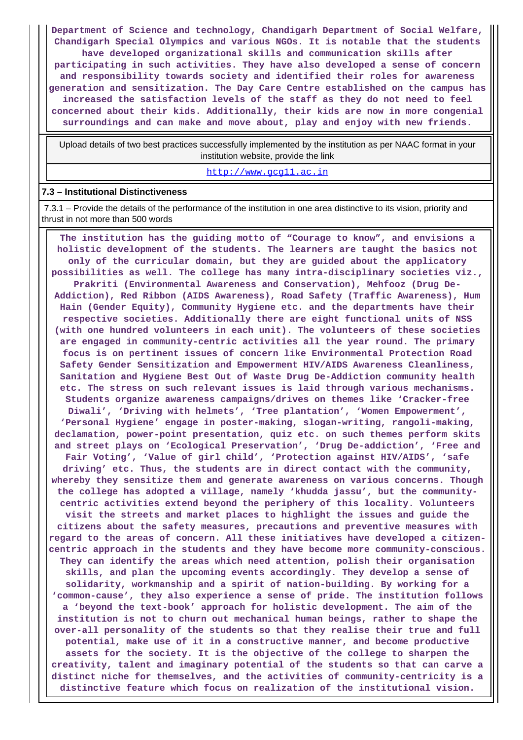Department of Science and technology, Chandigarh Department of Social Welfare, Chandigarh Special Olympics and various NGOs. It is notable that the students have developed organizational skills and communication skills after participating in such activities. They have also developed a sense of concern and responsibility towards society and identified their roles for awareness generation and sensitization. The Day Care Centre established on the campus has increased the satisfaction levels of the staff as they do not need to feel concerned about their kids. Additionally, their kids are now in more congenial surroundings and can make and move about, play and enjoy with new friends.

Upload details of two best practices successfully implemented by the institution as per NAAC format in your institution website, provide the link

http://www.gcg11.ac.in

### 7.3 – Institutional Distinctiveness

7.3.1 – Provide the details of the performance of the institution in one area distinctive to its vision, priority and thrust in not more than 500 words

The institution has the guiding motto of "Courage to know", and envisions a holistic development of the students. The learners are taught the basics not only of the curricular domain, but they are guided about the applicatory possibilities as well. The college has many intra-disciplinary societies viz., Prakriti (Environmental Awareness and Conservation), Mehfooz (Drug De-Addiction), Red Ribbon (AIDS Awareness), Road Safety (Traffic Awareness), Hum Hain (Gender Equity), Community Hygiene etc. and the departments have their respective societies. Additionally there are eight functional units of NSS (with one hundred volunteers in each unit). The volunteers of these societies are engaged in community-centric activities all the year round. The primary focus is on pertinent issues of concern like Environmental Protection Road Safety Gender Sensitization and Empowerment HIV/AIDS Awareness Cleanliness, Sanitation and Hygiene Best Out of Waste Drug De-Addiction community health etc. The stress on such relevant issues is laid through various mechanisms. Students organize awareness campaigns/drives on themes like 'Cracker-free Diwali', 'Driving with helmets', 'Tree plantation', 'Women Empowerment', 'Personal Hygiene' engage in poster-making, slogan-writing, rangoli-making, declamation, power-point presentation, quiz etc. on such themes perform skits and street plays on 'Ecological Preservation', 'Drug De-addiction', 'Free and Fair Voting', 'Value of girl child', 'Protection against HIV/AIDS', 'safe driving' etc. Thus, the students are in direct contact with the community, whereby they sensitize them and generate awareness on various concerns. Though the college has adopted a village, namely 'khudda jassu', but the community-centric activities extend beyond the periphery of this locality. Volunteers visit the streets and market places to highlight the issues and guide the citizens about the safety measures, precautions and preventive measures with regard to the areas of concern. All these initiatives have developed a citizen-centric approach in the students and they have become more community-conscious. They can identify the areas which need attention, polish their organisation skills, and plan the upcoming events accordingly. They develop a sense of solidarity, workmanship and a spirit of nation-building. By working for a 'common-cause', they also experience a sense of pride. The institution follows a 'beyond the text-book' approach for holistic development. The aim of the institution is not to churn out mechanical human beings, rather to shape the over-all personality of the students so that they realise their true and full potential, make use of it in a constructive manner, and become productive assets for the society. It is the objective of the college to sharpen the creativity, talent and imaginary potential of the students so that can carve a distinct niche for themselves, and the activities of community-centricity is a distinctive feature which focus on realization of the institutional vision.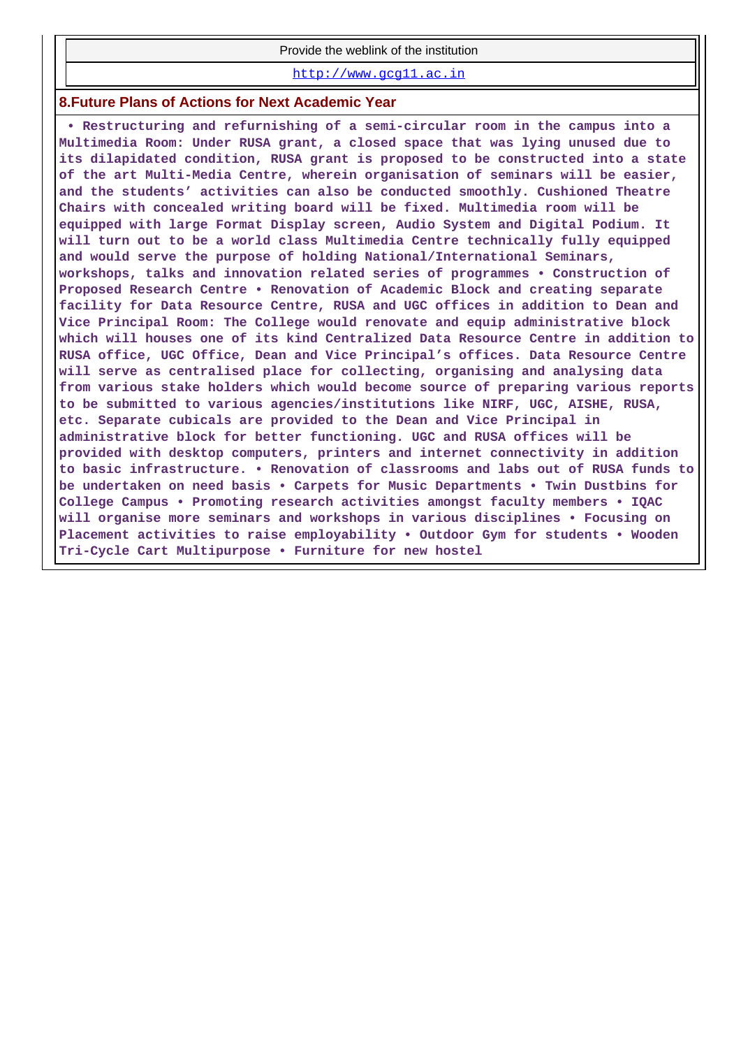| Provide the weblink of the institution |
| --- |
| http://www.gcg11.ac.in |

## 8.Future Plans of Actions for Next Academic Year

• Restructuring and refurnishing of a semi-circular room in the campus into a Multimedia Room: Under RUSA grant, a closed space that was lying unused due to its dilapidated condition, RUSA grant is proposed to be constructed into a state of the art Multi-Media Centre, wherein organisation of seminars will be easier, and the students' activities can also be conducted smoothly. Cushioned Theatre Chairs with concealed writing board will be fixed. Multimedia room will be equipped with large Format Display screen, Audio System and Digital Podium. It will turn out to be a world class Multimedia Centre technically fully equipped and would serve the purpose of holding National/International Seminars, workshops, talks and innovation related series of programmes • Construction of Proposed Research Centre • Renovation of Academic Block and creating separate facility for Data Resource Centre, RUSA and UGC offices in addition to Dean and Vice Principal Room: The College would renovate and equip administrative block which will houses one of its kind Centralized Data Resource Centre in addition to RUSA office, UGC Office, Dean and Vice Principal's offices. Data Resource Centre will serve as centralised place for collecting, organising and analysing data from various stake holders which would become source of preparing various reports to be submitted to various agencies/institutions like NIRF, UGC, AISHE, RUSA, etc. Separate cubicals are provided to the Dean and Vice Principal in administrative block for better functioning. UGC and RUSA offices will be provided with desktop computers, printers and internet connectivity in addition to basic infrastructure. • Renovation of classrooms and labs out of RUSA funds to be undertaken on need basis • Carpets for Music Departments • Twin Dustbins for College Campus • Promoting research activities amongst faculty members • IQAC will organise more seminars and workshops in various disciplines • Focusing on Placement activities to raise employability • Outdoor Gym for students • Wooden Tri-Cycle Cart Multipurpose • Furniture for new hostel